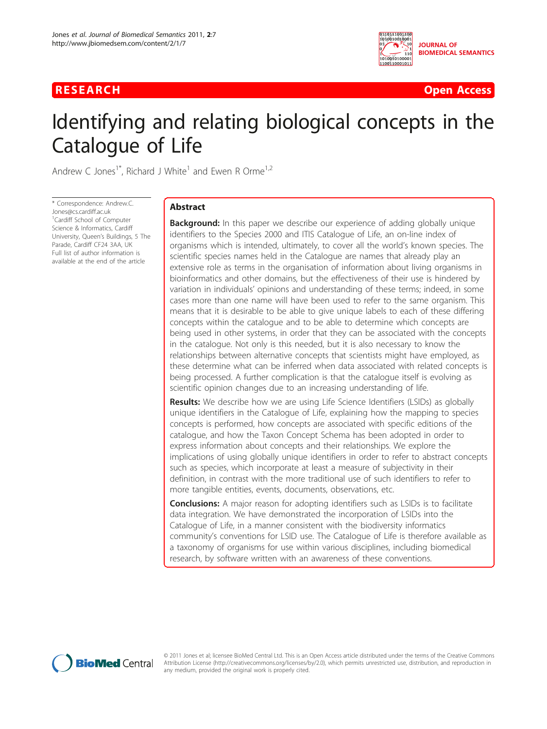RESEARCH Open Access

# Identifying and relating biological concepts in the Catalogue of Life

Andrew C Jones[1*], Richard J White[1] and Ewen R Orme[1,2]

\* Correspondence: Andrew.C.Jones@cs.cardiff.ac.uk
[1]Cardiff School of Computer Science & Informatics, Cardiff University, Queen's Buildings, 5 The Parade, Cardiff CF24 3AA, UK
Full list of author information is available at the end of the article

## Abstract

**Background:** In this paper we describe our experience of adding globally unique identifiers to the Species 2000 and ITIS Catalogue of Life, an on-line index of organisms which is intended, ultimately, to cover all the world's known species. The scientific species names held in the Catalogue are names that already play an extensive role as terms in the organisation of information about living organisms in bioinformatics and other domains, but the effectiveness of their use is hindered by variation in individuals' opinions and understanding of these terms; indeed, in some cases more than one name will have been used to refer to the same organism. This means that it is desirable to be able to give unique labels to each of these differing concepts within the catalogue and to be able to determine which concepts are being used in other systems, in order that they can be associated with the concepts in the catalogue. Not only is this needed, but it is also necessary to know the relationships between alternative concepts that scientists might have employed, as these determine what can be inferred when data associated with related concepts is being processed. A further complication is that the catalogue itself is evolving as scientific opinion changes due to an increasing understanding of life.

**Results:** We describe how we are using Life Science Identifiers (LSIDs) as globally unique identifiers in the Catalogue of Life, explaining how the mapping to species concepts is performed, how concepts are associated with specific editions of the catalogue, and how the Taxon Concept Schema has been adopted in order to express information about concepts and their relationships. We explore the implications of using globally unique identifiers in order to refer to abstract concepts such as species, which incorporate at least a measure of subjectivity in their definition, in contrast with the more traditional use of such identifiers to refer to more tangible entities, events, documents, observations, etc.

**Conclusions:** A major reason for adopting identifiers such as LSIDs is to facilitate data integration. We have demonstrated the incorporation of LSIDs into the Catalogue of Life, in a manner consistent with the biodiversity informatics community's conventions for LSID use. The Catalogue of Life is therefore available as a taxonomy of organisms for use within various disciplines, including biomedical research, by software written with an awareness of these conventions.

© 2011 Jones et al; licensee BioMed Central Ltd. This is an Open Access article distributed under the terms of the Creative Commons Attribution License (http://creativecommons.org/licenses/by/2.0), which permits unrestricted use, distribution, and reproduction in any medium, provided the original work is properly cited.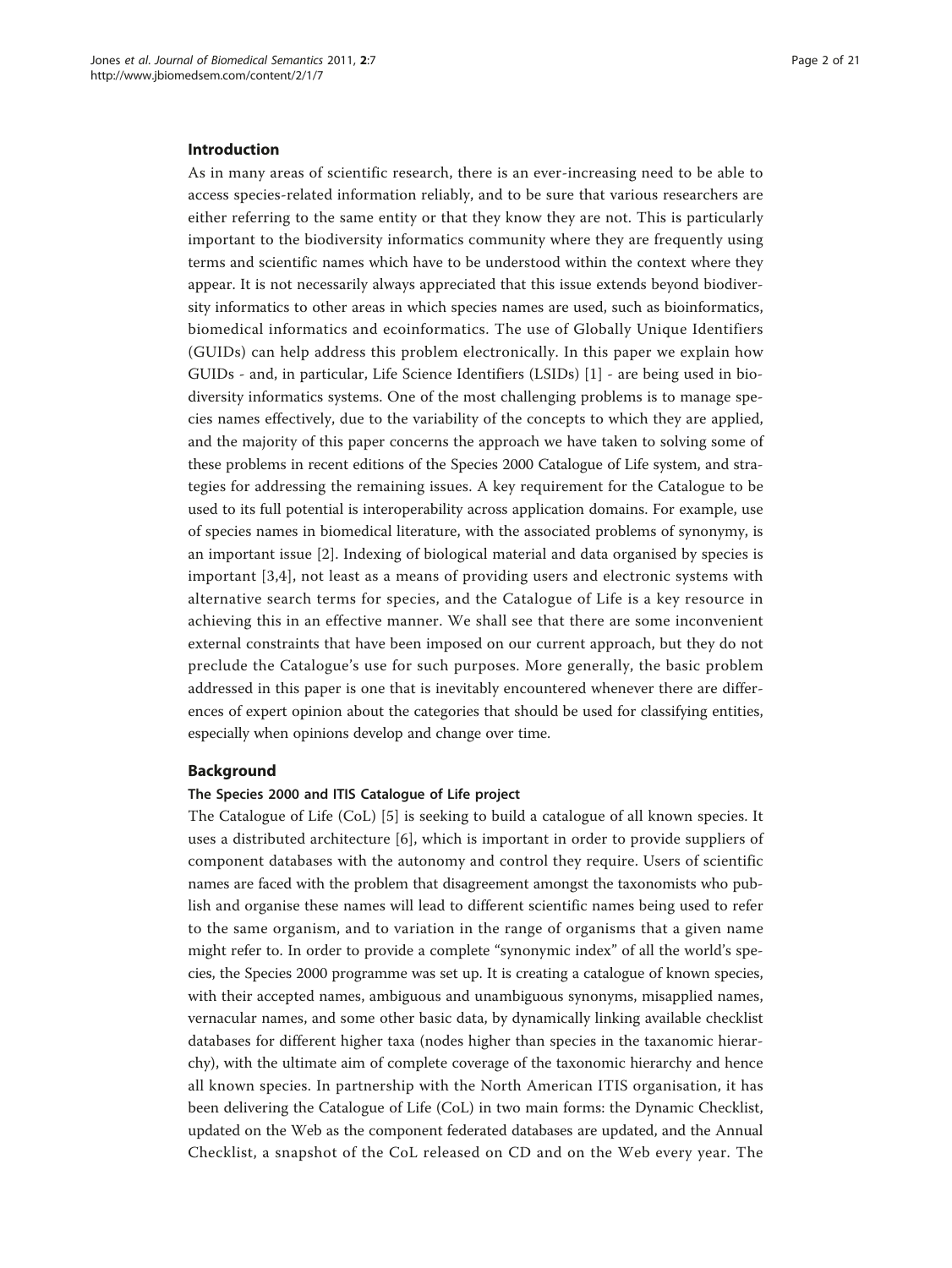## Introduction

As in many areas of scientific research, there is an ever-increasing need to be able to access species-related information reliably, and to be sure that various researchers are either referring to the same entity or that they know they are not. This is particularly important to the biodiversity informatics community where they are frequently using terms and scientific names which have to be understood within the context where they appear. It is not necessarily always appreciated that this issue extends beyond biodiversity informatics to other areas in which species names are used, such as bioinformatics, biomedical informatics and ecoinformatics. The use of Globally Unique Identifiers (GUIDs) can help address this problem electronically. In this paper we explain how GUIDs - and, in particular, Life Science Identifiers (LSIDs) [1] - are being used in biodiversity informatics systems. One of the most challenging problems is to manage species names effectively, due to the variability of the concepts to which they are applied, and the majority of this paper concerns the approach we have taken to solving some of these problems in recent editions of the Species 2000 Catalogue of Life system, and strategies for addressing the remaining issues. A key requirement for the Catalogue to be used to its full potential is interoperability across application domains. For example, use of species names in biomedical literature, with the associated problems of synonymy, is an important issue [2]. Indexing of biological material and data organised by species is important [3,4], not least as a means of providing users and electronic systems with alternative search terms for species, and the Catalogue of Life is a key resource in achieving this in an effective manner. We shall see that there are some inconvenient external constraints that have been imposed on our current approach, but they do not preclude the Catalogue's use for such purposes. More generally, the basic problem addressed in this paper is one that is inevitably encountered whenever there are differences of expert opinion about the categories that should be used for classifying entities, especially when opinions develop and change over time.

## Background

### The Species 2000 and ITIS Catalogue of Life project

The Catalogue of Life (CoL) [5] is seeking to build a catalogue of all known species. It uses a distributed architecture [6], which is important in order to provide suppliers of component databases with the autonomy and control they require. Users of scientific names are faced with the problem that disagreement amongst the taxonomists who publish and organise these names will lead to different scientific names being used to refer to the same organism, and to variation in the range of organisms that a given name might refer to. In order to provide a complete "synonymic index" of all the world's species, the Species 2000 programme was set up. It is creating a catalogue of known species, with their accepted names, ambiguous and unambiguous synonyms, misapplied names, vernacular names, and some other basic data, by dynamically linking available checklist databases for different higher taxa (nodes higher than species in the taxanomic hierarchy), with the ultimate aim of complete coverage of the taxonomic hierarchy and hence all known species. In partnership with the North American ITIS organisation, it has been delivering the Catalogue of Life (CoL) in two main forms: the Dynamic Checklist, updated on the Web as the component federated databases are updated, and the Annual Checklist, a snapshot of the CoL released on CD and on the Web every year. The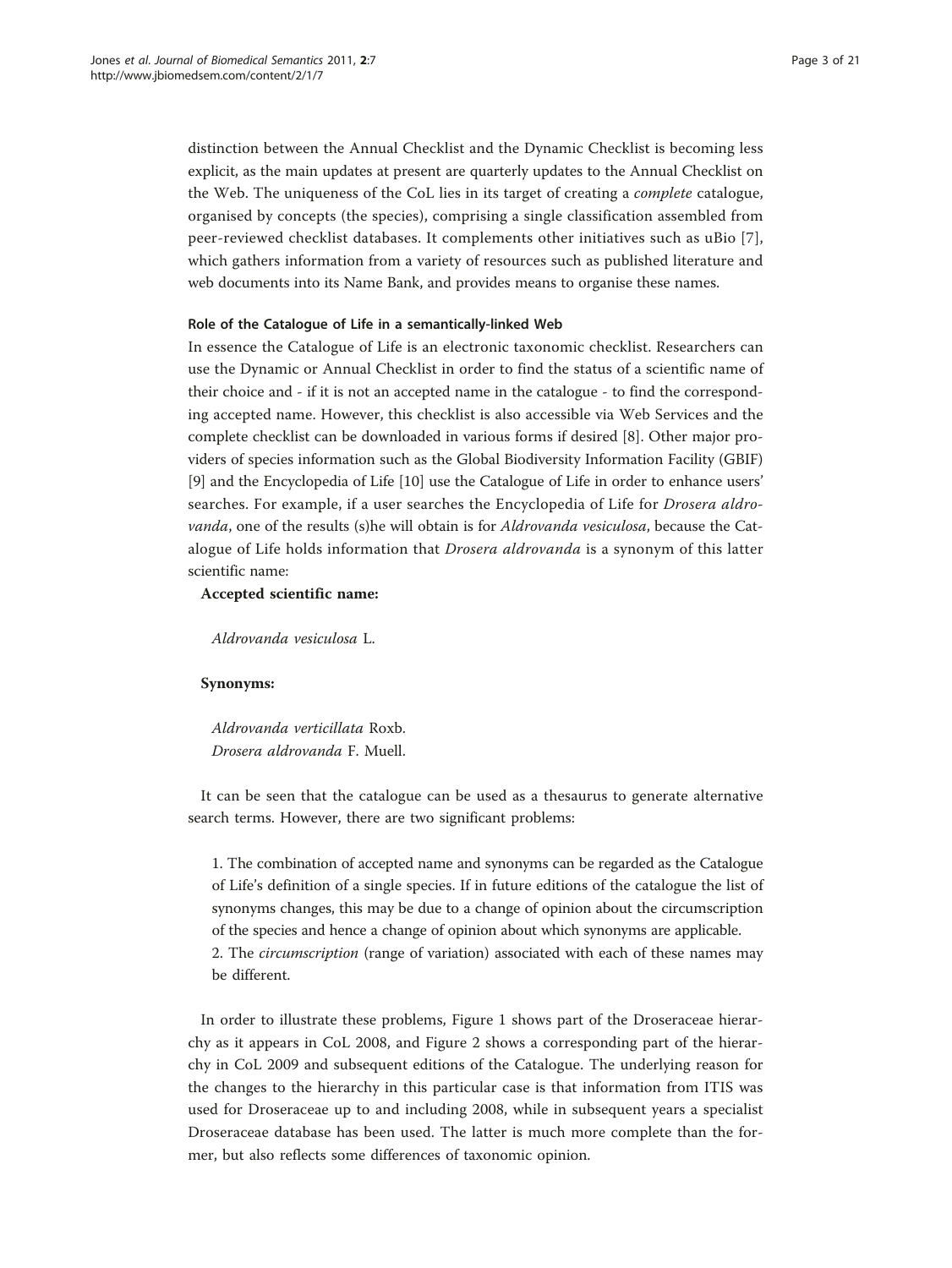distinction between the Annual Checklist and the Dynamic Checklist is becoming less explicit, as the main updates at present are quarterly updates to the Annual Checklist on the Web. The uniqueness of the CoL lies in its target of creating a *complete* catalogue, organised by concepts (the species), comprising a single classification assembled from peer-reviewed checklist databases. It complements other initiatives such as uBio [7], which gathers information from a variety of resources such as published literature and web documents into its Name Bank, and provides means to organise these names.

#### Role of the Catalogue of Life in a semantically-linked Web

In essence the Catalogue of Life is an electronic taxonomic checklist. Researchers can use the Dynamic or Annual Checklist in order to find the status of a scientific name of their choice and - if it is not an accepted name in the catalogue - to find the corresponding accepted name. However, this checklist is also accessible via Web Services and the complete checklist can be downloaded in various forms if desired [8]. Other major providers of species information such as the Global Biodiversity Information Facility (GBIF) [9] and the Encyclopedia of Life [10] use the Catalogue of Life in order to enhance users' searches. For example, if a user searches the Encyclopedia of Life for *Drosera aldrovanda*, one of the results (s)he will obtain is for *Aldrovanda vesiculosa*, because the Catalogue of Life holds information that *Drosera aldrovanda* is a synonym of this latter scientific name:

**Accepted scientific name:**

*Aldrovanda vesiculosa* L.

**Synonyms:**

*Aldrovanda verticillata* Roxb.
*Drosera aldrovanda* F. Muell.

It can be seen that the catalogue can be used as a thesaurus to generate alternative search terms. However, there are two significant problems:

1. The combination of accepted name and synonyms can be regarded as the Catalogue of Life's definition of a single species. If in future editions of the catalogue the list of synonyms changes, this may be due to a change of opinion about the circumscription of the species and hence a change of opinion about which synonyms are applicable.
2. The *circumscription* (range of variation) associated with each of these names may be different.

In order to illustrate these problems, Figure 1 shows part of the Droseraceae hierarchy as it appears in CoL 2008, and Figure 2 shows a corresponding part of the hierarchy in CoL 2009 and subsequent editions of the Catalogue. The underlying reason for the changes to the hierarchy in this particular case is that information from ITIS was used for Droseraceae up to and including 2008, while in subsequent years a specialist Droseraceae database has been used. The latter is much more complete than the former, but also reflects some differences of taxonomic opinion.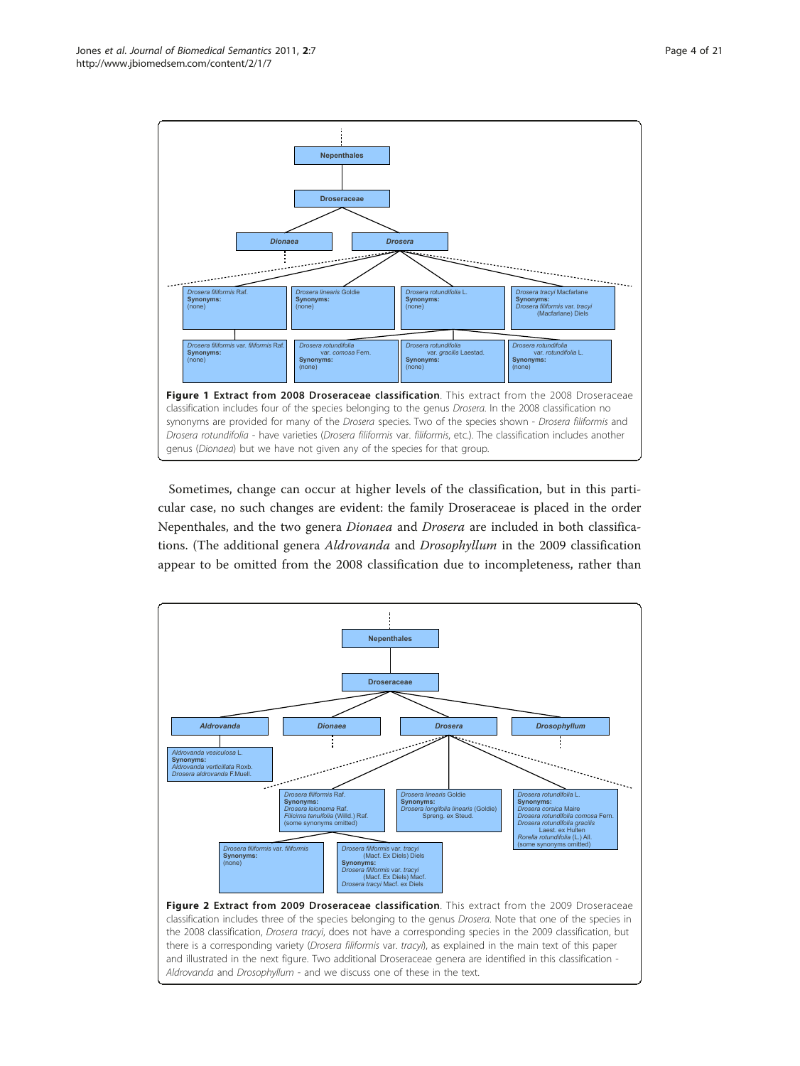**Figure 1 Extract from 2008 Droseraceae classification**. This extract from the 2008 Droseraceae classification includes four of the species belonging to the genus *Drosera*. In the 2008 classification no synonyms are provided for many of the *Drosera* species. Two of the species shown - *Drosera filiformis* and *Drosera rotundifolia* - have varieties (*Drosera filiformis* var. *filiformis*, etc.). The classification includes another genus (*Dionaea*) but we have not given any of the species for that group.

Sometimes, change can occur at higher levels of the classification, but in this particular case, no such changes are evident: the family Droseraceae is placed in the order Nepenthales, and the two genera *Dionaea* and *Drosera* are included in both classifications. (The additional genera *Aldrovanda* and *Drosophyllum* in the 2009 classification appear to be omitted from the 2008 classification due to incompleteness, rather than

**Figure 2 Extract from 2009 Droseraceae classification**. This extract from the 2009 Droseraceae classification includes three of the species belonging to the genus *Drosera*. Note that one of the species in the 2008 classification, *Drosera tracyi*, does not have a corresponding species in the 2009 classification, but there is a corresponding variety (*Drosera filiformis* var. *tracyi*), as explained in the main text of this paper and illustrated in the next figure. Two additional Droseraceae genera are identified in this classification - *Aldrovanda* and *Drosophyllum* - and we discuss one of these in the text.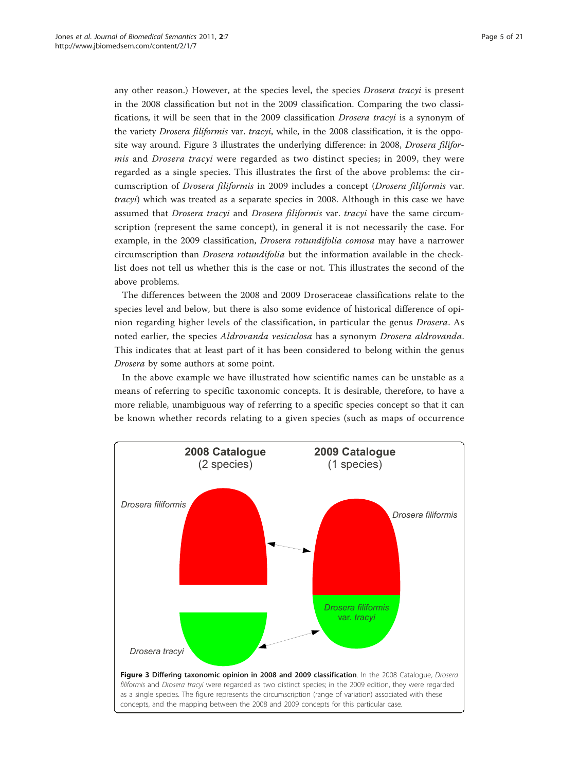any other reason.) However, at the species level, the species *Drosera tracyi* is present in the 2008 classification but not in the 2009 classification. Comparing the two classifications, it will be seen that in the 2009 classification *Drosera tracyi* is a synonym of the variety *Drosera filiformis* var. *tracyi*, while, in the 2008 classification, it is the opposite way around. Figure 3 illustrates the underlying difference: in 2008, *Drosera filiformis* and *Drosera tracyi* were regarded as two distinct species; in 2009, they were regarded as a single species. This illustrates the first of the above problems: the circumscription of *Drosera filiformis* in 2009 includes a concept (*Drosera filiformis* var. *tracyi*) which was treated as a separate species in 2008. Although in this case we have assumed that *Drosera tracyi* and *Drosera filiformis* var. *tracyi* have the same circumscription (represent the same concept), in general it is not necessarily the case. For example, in the 2009 classification, *Drosera rotundifolia comosa* may have a narrower circumscription than *Drosera rotundifolia* but the information available in the checklist does not tell us whether this is the case or not. This illustrates the second of the above problems.

The differences between the 2008 and 2009 Droseraceae classifications relate to the species level and below, but there is also some evidence of historical difference of opinion regarding higher levels of the classification, in particular the genus *Drosera*. As noted earlier, the species *Aldrovanda vesiculosa* has a synonym *Drosera aldrovanda*. This indicates that at least part of it has been considered to belong within the genus *Drosera* by some authors at some point.

In the above example we have illustrated how scientific names can be unstable as a means of referring to specific taxonomic concepts. It is desirable, therefore, to have a more reliable, unambiguous way of referring to a specific species concept so that it can be known whether records relating to a given species (such as maps of occurrence

**Figure 3 Differing taxonomic opinion in 2008 and 2009 classification**. In the 2008 Catalogue, *Drosera filiformis* and *Drosera tracyi* were regarded as two distinct species; in the 2009 edition, they were regarded as a single species. The figure represents the circumscription (range of variation) associated with these concepts, and the mapping between the 2008 and 2009 concepts for this particular case.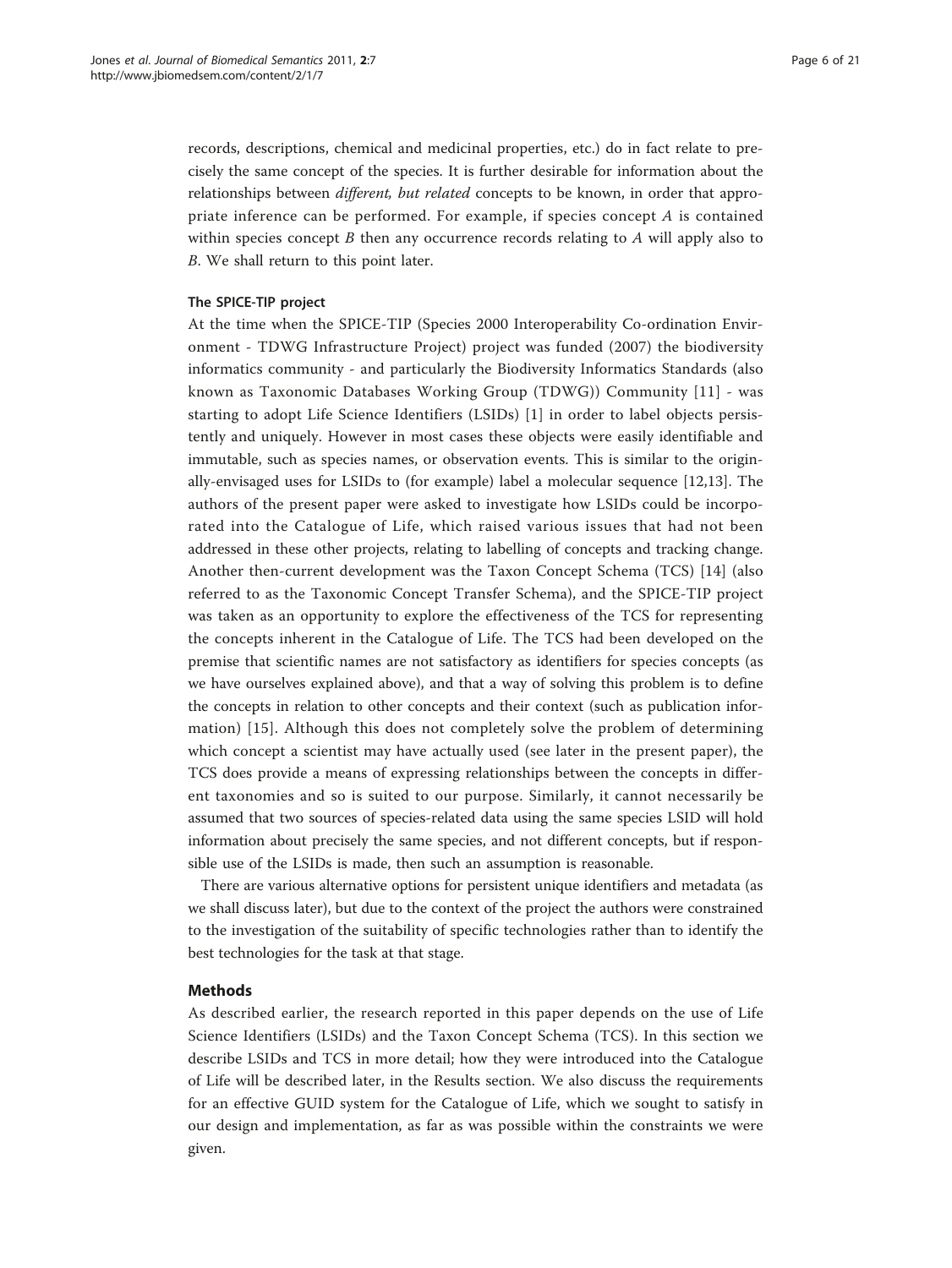records, descriptions, chemical and medicinal properties, etc.) do in fact relate to precisely the same concept of the species. It is further desirable for information about the relationships between *different, but related* concepts to be known, in order that appropriate inference can be performed. For example, if species concept *A* is contained within species concept *B* then any occurrence records relating to *A* will apply also to *B*. We shall return to this point later.

### The SPICE-TIP project

At the time when the SPICE-TIP (Species 2000 Interoperability Co-ordination Environment - TDWG Infrastructure Project) project was funded (2007) the biodiversity informatics community - and particularly the Biodiversity Informatics Standards (also known as Taxonomic Databases Working Group (TDWG)) Community [11] - was starting to adopt Life Science Identifiers (LSIDs) [1] in order to label objects persistently and uniquely. However in most cases these objects were easily identifiable and immutable, such as species names, or observation events. This is similar to the originally-envisaged uses for LSIDs to (for example) label a molecular sequence [12,13]. The authors of the present paper were asked to investigate how LSIDs could be incorporated into the Catalogue of Life, which raised various issues that had not been addressed in these other projects, relating to labelling of concepts and tracking change. Another then-current development was the Taxon Concept Schema (TCS) [14] (also referred to as the Taxonomic Concept Transfer Schema), and the SPICE-TIP project was taken as an opportunity to explore the effectiveness of the TCS for representing the concepts inherent in the Catalogue of Life. The TCS had been developed on the premise that scientific names are not satisfactory as identifiers for species concepts (as we have ourselves explained above), and that a way of solving this problem is to define the concepts in relation to other concepts and their context (such as publication information) [15]. Although this does not completely solve the problem of determining which concept a scientist may have actually used (see later in the present paper), the TCS does provide a means of expressing relationships between the concepts in different taxonomies and so is suited to our purpose. Similarly, it cannot necessarily be assumed that two sources of species-related data using the same species LSID will hold information about precisely the same species, and not different concepts, but if responsible use of the LSIDs is made, then such an assumption is reasonable.

There are various alternative options for persistent unique identifiers and metadata (as we shall discuss later), but due to the context of the project the authors were constrained to the investigation of the suitability of specific technologies rather than to identify the best technologies for the task at that stage.

## Methods

As described earlier, the research reported in this paper depends on the use of Life Science Identifiers (LSIDs) and the Taxon Concept Schema (TCS). In this section we describe LSIDs and TCS in more detail; how they were introduced into the Catalogue of Life will be described later, in the Results section. We also discuss the requirements for an effective GUID system for the Catalogue of Life, which we sought to satisfy in our design and implementation, as far as was possible within the constraints we were given.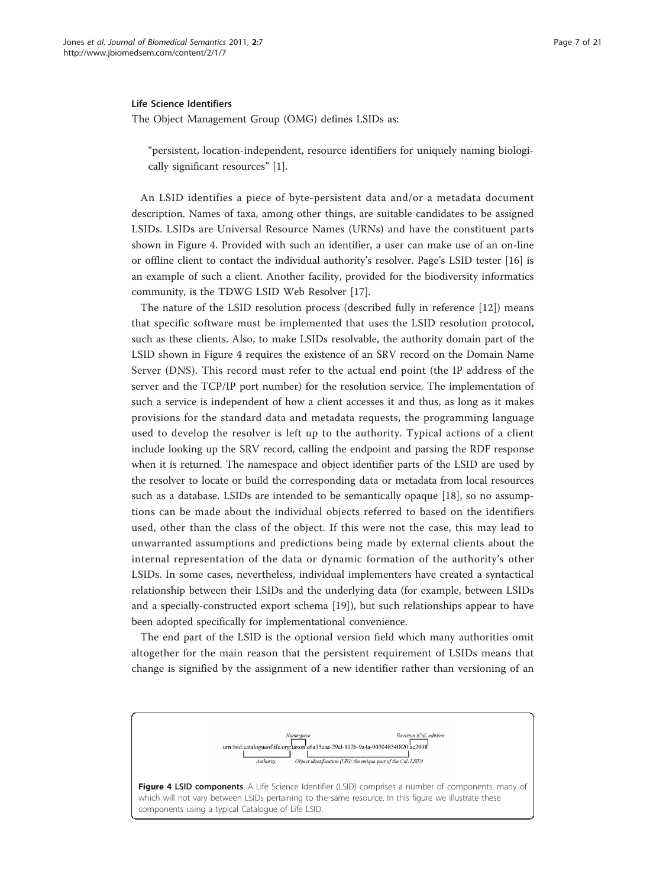### Life Science Identifiers

The Object Management Group (OMG) defines LSIDs as:

> "persistent, location-independent, resource identifiers for uniquely naming biologically significant resources" [1].

An LSID identifies a piece of byte-persistent data and/or a metadata document description. Names of taxa, among other things, are suitable candidates to be assigned LSIDs. LSIDs are Universal Resource Names (URNs) and have the constituent parts shown in Figure 4. Provided with such an identifier, a user can make use of an on-line or offline client to contact the individual authority's resolver. Page's LSID tester [16] is an example of such a client. Another facility, provided for the biodiversity informatics community, is the TDWG LSID Web Resolver [17].

The nature of the LSID resolution process (described fully in reference [12]) means that specific software must be implemented that uses the LSID resolution protocol, such as these clients. Also, to make LSIDs resolvable, the authority domain part of the LSID shown in Figure 4 requires the existence of an SRV record on the Domain Name Server (DNS). This record must refer to the actual end point (the IP address of the server and the TCP/IP port number) for the resolution service. The implementation of such a service is independent of how a client accesses it and thus, as long as it makes provisions for the standard data and metadata requests, the programming language used to develop the resolver is left up to the authority. Typical actions of a client include looking up the SRV record, calling the endpoint and parsing the RDF response when it is returned. The namespace and object identifier parts of the LSID are used by the resolver to locate or build the corresponding data or metadata from local resources such as a database. LSIDs are intended to be semantically opaque [18], so no assumptions can be made about the individual objects referred to based on the identifiers used, other than the class of the object. If this were not the case, this may lead to unwarranted assumptions and predictions being made by external clients about the internal representation of the data or dynamic formation of the authority's other LSIDs. In some cases, nevertheless, individual implementers have created a syntactical relationship between their LSIDs and the underlying data (for example, between LSIDs and a specially-constructed export schema [19]), but such relationships appear to have been adopted specifically for implementational convenience.

The end part of the LSID is the optional version field which many authorities omit altogether for the main reason that the persistent requirement of LSIDs means that change is signified by the assignment of a new identifier rather than versioning of an

```
                              Namespace                                        Revision (CoL edition)
urn:lsid:catalogueoflife.org:taxon:e6a15caa-29c1-102b-9a4a-00304854f820:ac2008
              Authority          Object identification (UUI; the unique part of the CoL LSID)
```

**Figure 4 LSID components**. A Life Science Identifier (LSID) comprises a number of components, many of which will not vary between LSIDs pertaining to the same resource. In this figure we illustrate these components using a typical Catalogue of Life LSID.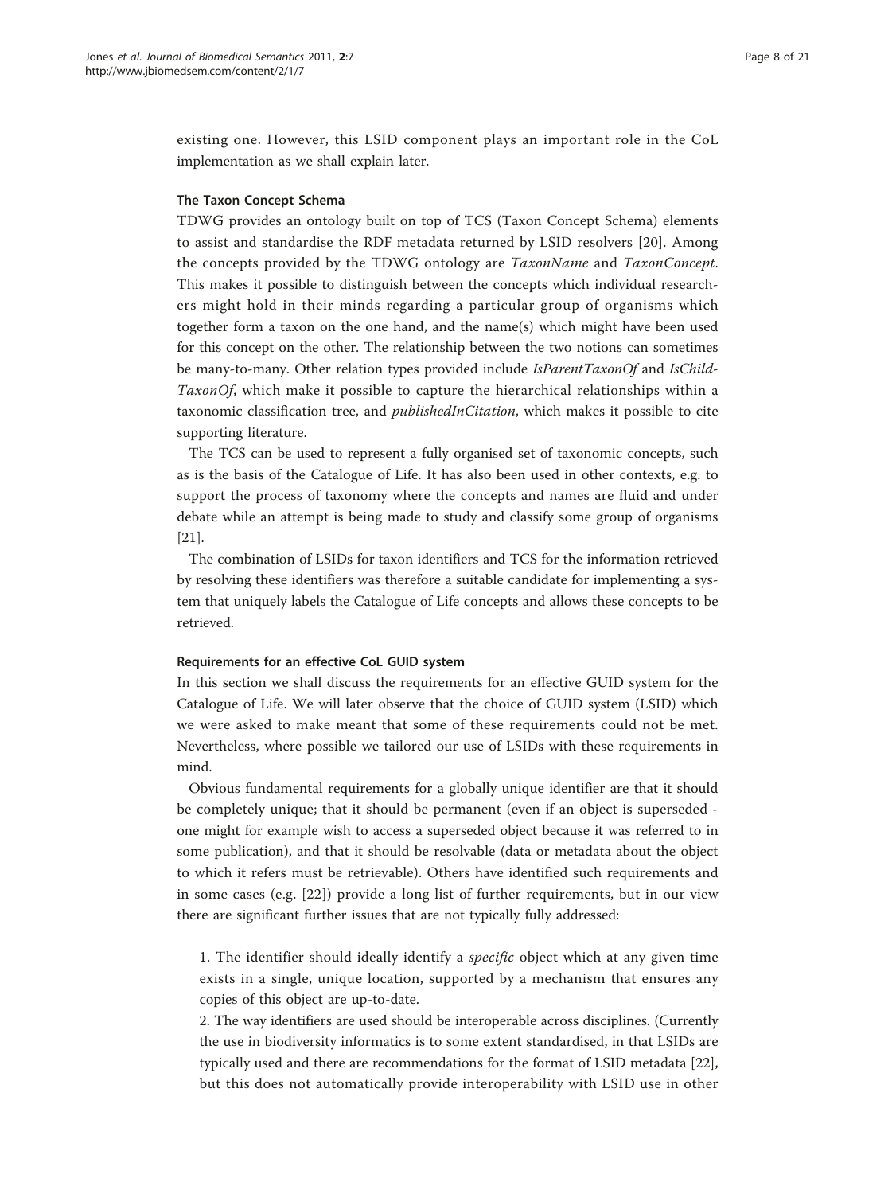existing one. However, this LSID component plays an important role in the CoL implementation as we shall explain later.

### The Taxon Concept Schema

TDWG provides an ontology built on top of TCS (Taxon Concept Schema) elements to assist and standardise the RDF metadata returned by LSID resolvers [20]. Among the concepts provided by the TDWG ontology are *TaxonName* and *TaxonConcept*. This makes it possible to distinguish between the concepts which individual researchers might hold in their minds regarding a particular group of organisms which together form a taxon on the one hand, and the name(s) which might have been used for this concept on the other. The relationship between the two notions can sometimes be many-to-many. Other relation types provided include *IsParentTaxonOf* and *IsChildTaxonOf*, which make it possible to capture the hierarchical relationships within a taxonomic classification tree, and *publishedInCitation*, which makes it possible to cite supporting literature.

The TCS can be used to represent a fully organised set of taxonomic concepts, such as is the basis of the Catalogue of Life. It has also been used in other contexts, e.g. to support the process of taxonomy where the concepts and names are fluid and under debate while an attempt is being made to study and classify some group of organisms [21].

The combination of LSIDs for taxon identifiers and TCS for the information retrieved by resolving these identifiers was therefore a suitable candidate for implementing a system that uniquely labels the Catalogue of Life concepts and allows these concepts to be retrieved.

### Requirements for an effective CoL GUID system

In this section we shall discuss the requirements for an effective GUID system for the Catalogue of Life. We will later observe that the choice of GUID system (LSID) which we were asked to make meant that some of these requirements could not be met. Nevertheless, where possible we tailored our use of LSIDs with these requirements in mind.

Obvious fundamental requirements for a globally unique identifier are that it should be completely unique; that it should be permanent (even if an object is superseded - one might for example wish to access a superseded object because it was referred to in some publication), and that it should be resolvable (data or metadata about the object to which it refers must be retrievable). Others have identified such requirements and in some cases (e.g. [22]) provide a long list of further requirements, but in our view there are significant further issues that are not typically fully addressed:

1. The identifier should ideally identify a *specific* object which at any given time exists in a single, unique location, supported by a mechanism that ensures any copies of this object are up-to-date.
2. The way identifiers are used should be interoperable across disciplines. (Currently the use in biodiversity informatics is to some extent standardised, in that LSIDs are typically used and there are recommendations for the format of LSID metadata [22], but this does not automatically provide interoperability with LSID use in other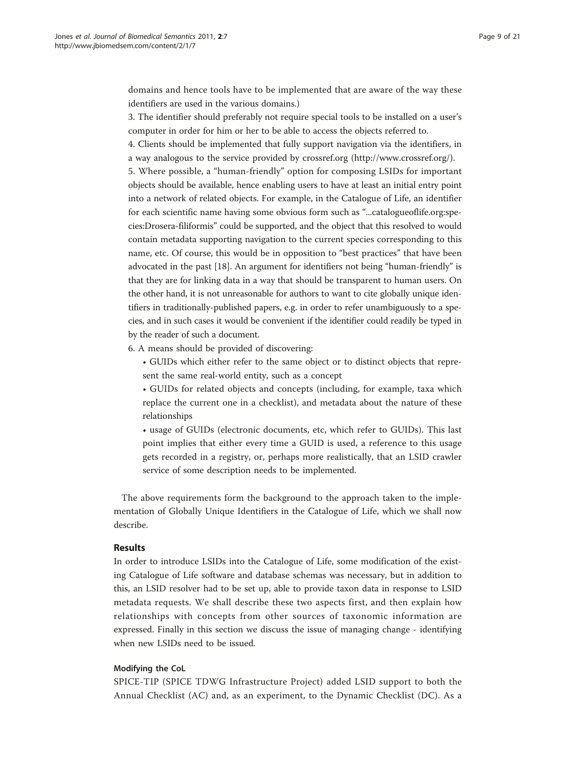domains and hence tools have to be implemented that are aware of the way these identifiers are used in the various domains.)

3. The identifier should preferably not require special tools to be installed on a user's computer in order for him or her to be able to access the objects referred to.

4. Clients should be implemented that fully support navigation via the identifiers, in a way analogous to the service provided by crossref.org (http://www.crossref.org/).

5. Where possible, a "human-friendly" option for composing LSIDs for important objects should be available, hence enabling users to have at least an initial entry point into a network of related objects. For example, in the Catalogue of Life, an identifier for each scientific name having some obvious form such as "...catalogueoflife.org:species:Drosera-filiformis" could be supported, and the object that this resolved to would contain metadata supporting navigation to the current species corresponding to this name, etc. Of course, this would be in opposition to "best practices" that have been advocated in the past [18]. An argument for identifiers not being "human-friendly" is that they are for linking data in a way that should be transparent to human users. On the other hand, it is not unreasonable for authors to want to cite globally unique identifiers in traditionally-published papers, e.g. in order to refer unambiguously to a species, and in such cases it would be convenient if the identifier could readily be typed in by the reader of such a document.

6. A means should be provided of discovering:

- GUIDs which either refer to the same object or to distinct objects that represent the same real-world entity, such as a concept
- GUIDs for related objects and concepts (including, for example, taxa which replace the current one in a checklist), and metadata about the nature of these relationships
- usage of GUIDs (electronic documents, etc, which refer to GUIDs). This last point implies that either every time a GUID is used, a reference to this usage gets recorded in a registry, or, perhaps more realistically, that an LSID crawler service of some description needs to be implemented.

The above requirements form the background to the approach taken to the implementation of Globally Unique Identifiers in the Catalogue of Life, which we shall now describe.

## Results

In order to introduce LSIDs into the Catalogue of Life, some modification of the existing Catalogue of Life software and database schemas was necessary, but in addition to this, an LSID resolver had to be set up, able to provide taxon data in response to LSID metadata requests. We shall describe these two aspects first, and then explain how relationships with concepts from other sources of taxonomic information are expressed. Finally in this section we discuss the issue of managing change - identifying when new LSIDs need to be issued.

### Modifying the CoL

SPICE-TIP (SPICE TDWG Infrastructure Project) added LSID support to both the Annual Checklist (AC) and, as an experiment, to the Dynamic Checklist (DC). As a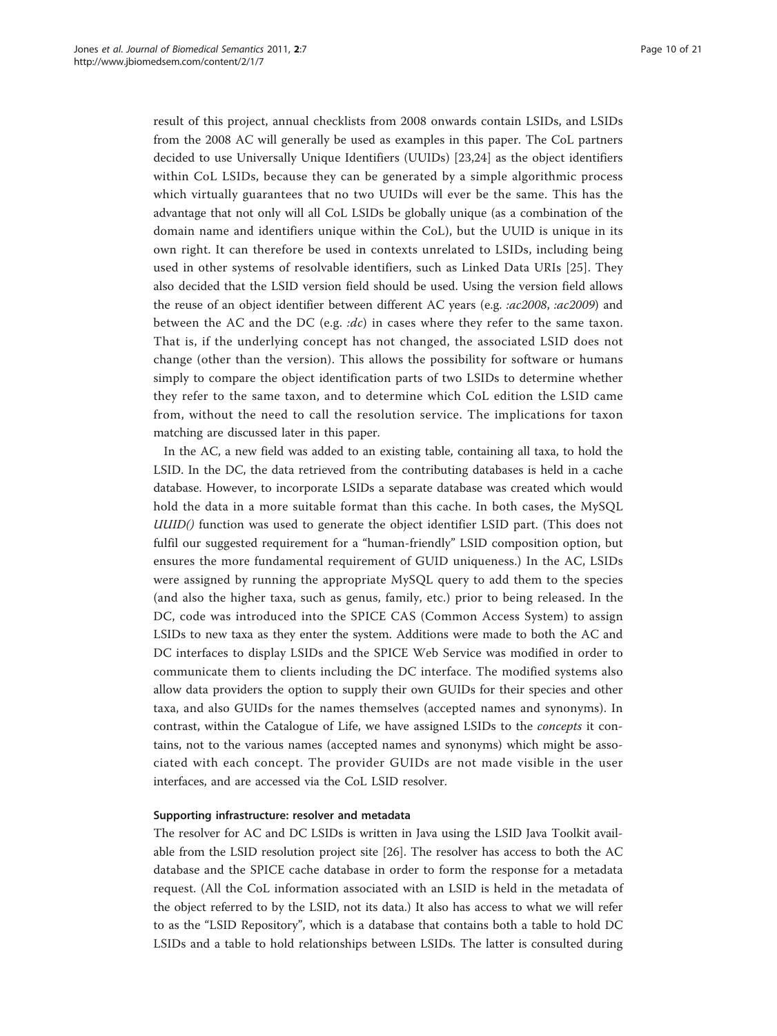result of this project, annual checklists from 2008 onwards contain LSIDs, and LSIDs from the 2008 AC will generally be used as examples in this paper. The CoL partners decided to use Universally Unique Identifiers (UUIDs) [23,24] as the object identifiers within CoL LSIDs, because they can be generated by a simple algorithmic process which virtually guarantees that no two UUIDs will ever be the same. This has the advantage that not only will all CoL LSIDs be globally unique (as a combination of the domain name and identifiers unique within the CoL), but the UUID is unique in its own right. It can therefore be used in contexts unrelated to LSIDs, including being used in other systems of resolvable identifiers, such as Linked Data URIs [25]. They also decided that the LSID version field should be used. Using the version field allows the reuse of an object identifier between different AC years (e.g. *:ac2008*, *:ac2009*) and between the AC and the DC (e.g. *:dc*) in cases where they refer to the same taxon. That is, if the underlying concept has not changed, the associated LSID does not change (other than the version). This allows the possibility for software or humans simply to compare the object identification parts of two LSIDs to determine whether they refer to the same taxon, and to determine which CoL edition the LSID came from, without the need to call the resolution service. The implications for taxon matching are discussed later in this paper.

In the AC, a new field was added to an existing table, containing all taxa, to hold the LSID. In the DC, the data retrieved from the contributing databases is held in a cache database. However, to incorporate LSIDs a separate database was created which would hold the data in a more suitable format than this cache. In both cases, the MySQL *UUID()* function was used to generate the object identifier LSID part. (This does not fulfil our suggested requirement for a "human-friendly" LSID composition option, but ensures the more fundamental requirement of GUID uniqueness.) In the AC, LSIDs were assigned by running the appropriate MySQL query to add them to the species (and also the higher taxa, such as genus, family, etc.) prior to being released. In the DC, code was introduced into the SPICE CAS (Common Access System) to assign LSIDs to new taxa as they enter the system. Additions were made to both the AC and DC interfaces to display LSIDs and the SPICE Web Service was modified in order to communicate them to clients including the DC interface. The modified systems also allow data providers the option to supply their own GUIDs for their species and other taxa, and also GUIDs for the names themselves (accepted names and synonyms). In contrast, within the Catalogue of Life, we have assigned LSIDs to the *concepts* it contains, not to the various names (accepted names and synonyms) which might be associated with each concept. The provider GUIDs are not made visible in the user interfaces, and are accessed via the CoL LSID resolver.

#### Supporting infrastructure: resolver and metadata

The resolver for AC and DC LSIDs is written in Java using the LSID Java Toolkit available from the LSID resolution project site [26]. The resolver has access to both the AC database and the SPICE cache database in order to form the response for a metadata request. (All the CoL information associated with an LSID is held in the metadata of the object referred to by the LSID, not its data.) It also has access to what we will refer to as the "LSID Repository", which is a database that contains both a table to hold DC LSIDs and a table to hold relationships between LSIDs. The latter is consulted during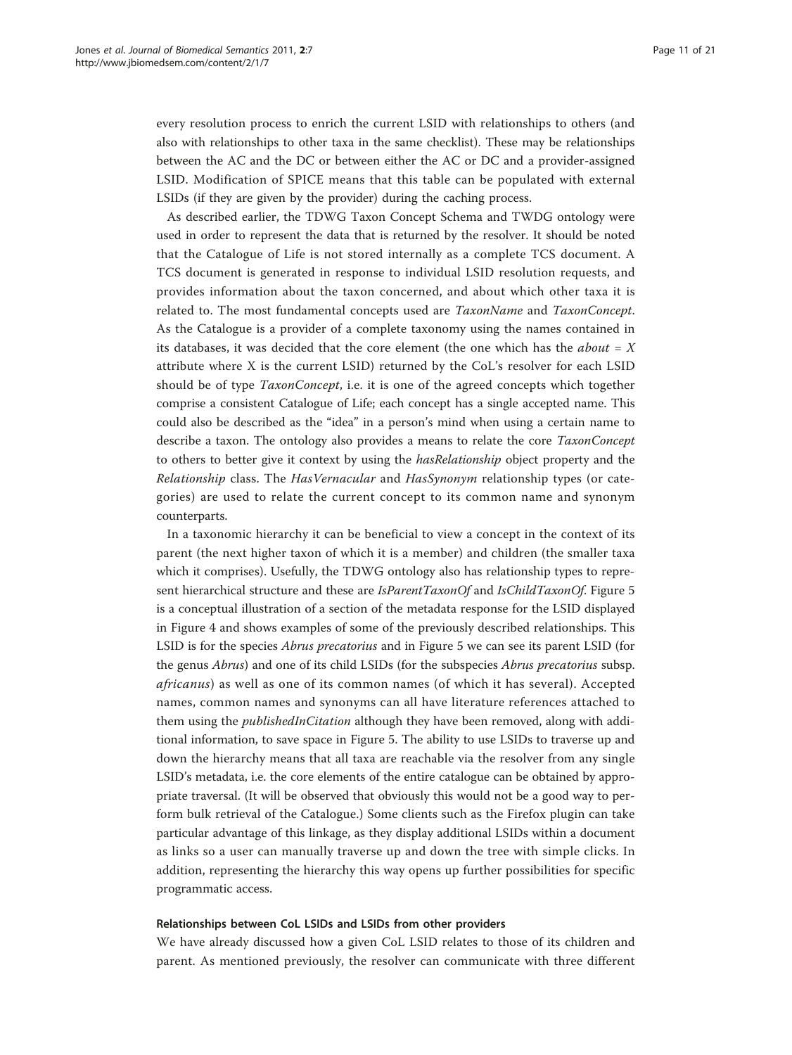every resolution process to enrich the current LSID with relationships to others (and also with relationships to other taxa in the same checklist). These may be relationships between the AC and the DC or between either the AC or DC and a provider-assigned LSID. Modification of SPICE means that this table can be populated with external LSIDs (if they are given by the provider) during the caching process.

As described earlier, the TDWG Taxon Concept Schema and TWDG ontology were used in order to represent the data that is returned by the resolver. It should be noted that the Catalogue of Life is not stored internally as a complete TCS document. A TCS document is generated in response to individual LSID resolution requests, and provides information about the taxon concerned, and about which other taxa it is related to. The most fundamental concepts used are *TaxonName* and *TaxonConcept*. As the Catalogue is a provider of a complete taxonomy using the names contained in its databases, it was decided that the core element (the one which has the *about = X* attribute where X is the current LSID) returned by the CoL's resolver for each LSID should be of type *TaxonConcept*, i.e. it is one of the agreed concepts which together comprise a consistent Catalogue of Life; each concept has a single accepted name. This could also be described as the "idea" in a person's mind when using a certain name to describe a taxon. The ontology also provides a means to relate the core *TaxonConcept* to others to better give it context by using the *hasRelationship* object property and the *Relationship* class. The *HasVernacular* and *HasSynonym* relationship types (or categories) are used to relate the current concept to its common name and synonym counterparts.

In a taxonomic hierarchy it can be beneficial to view a concept in the context of its parent (the next higher taxon of which it is a member) and children (the smaller taxa which it comprises). Usefully, the TDWG ontology also has relationship types to represent hierarchical structure and these are *IsParentTaxonOf* and *IsChildTaxonOf*. Figure 5 is a conceptual illustration of a section of the metadata response for the LSID displayed in Figure 4 and shows examples of some of the previously described relationships. This LSID is for the species *Abrus precatorius* and in Figure 5 we can see its parent LSID (for the genus *Abrus*) and one of its child LSIDs (for the subspecies *Abrus precatorius* subsp. *africanus*) as well as one of its common names (of which it has several). Accepted names, common names and synonyms can all have literature references attached to them using the *publishedInCitation* although they have been removed, along with additional information, to save space in Figure 5. The ability to use LSIDs to traverse up and down the hierarchy means that all taxa are reachable via the resolver from any single LSID's metadata, i.e. the core elements of the entire catalogue can be obtained by appropriate traversal. (It will be observed that obviously this would not be a good way to perform bulk retrieval of the Catalogue.) Some clients such as the Firefox plugin can take particular advantage of this linkage, as they display additional LSIDs within a document as links so a user can manually traverse up and down the tree with simple clicks. In addition, representing the hierarchy this way opens up further possibilities for specific programmatic access.

#### Relationships between CoL LSIDs and LSIDs from other providers

We have already discussed how a given CoL LSID relates to those of its children and parent. As mentioned previously, the resolver can communicate with three different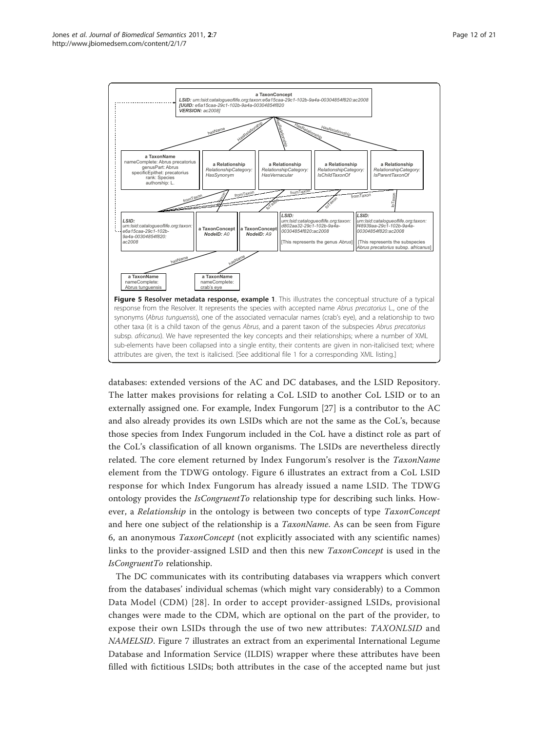**Figure 5 Resolver metadata response, example 1**. This illustrates the conceptual structure of a typical response from the Resolver. It represents the species with accepted name *Abrus precatorius* L., one of the synonyms (*Abrus tunguensis*), one of the associated vernacular names (crab's eye), and a relationship to two other taxa (it is a child taxon of the genus *Abrus*, and a parent taxon of the subspecies *Abrus precatorius* subsp. *africanus*). We have represented the key concepts and their relationships; where a number of XML sub-elements have been collapsed into a single entity, their contents are given in non-italicised text; where attributes are given, the text is italicised. [See additional file 1 for a corresponding XML listing.]

databases: extended versions of the AC and DC databases, and the LSID Repository. The latter makes provisions for relating a CoL LSID to another CoL LSID or to an externally assigned one. For example, Index Fungorum [27] is a contributor to the AC and also already provides its own LSIDs which are not the same as the CoL's, because those species from Index Fungorum included in the CoL have a distinct role as part of the CoL's classification of all known organisms. The LSIDs are nevertheless directly related. The core element returned by Index Fungorum's resolver is the *TaxonName* element from the TDWG ontology. Figure 6 illustrates an extract from a CoL LSID response for which Index Fungorum has already issued a name LSID. The TDWG ontology provides the *IsCongruentTo* relationship type for describing such links. However, a *Relationship* in the ontology is between two concepts of type *TaxonConcept* and here one subject of the relationship is a *TaxonName*. As can be seen from Figure 6, an anonymous *TaxonConcept* (not explicitly associated with any scientific names) links to the provider-assigned LSID and then this new *TaxonConcept* is used in the *IsCongruentTo* relationship.

The DC communicates with its contributing databases via wrappers which convert from the databases' individual schemas (which might vary considerably) to a Common Data Model (CDM) [28]. In order to accept provider-assigned LSIDs, provisional changes were made to the CDM, which are optional on the part of the provider, to expose their own LSIDs through the use of two new attributes: *TAXONLSID* and *NAMELSID*. Figure 7 illustrates an extract from an experimental International Legume Database and Information Service (ILDIS) wrapper where these attributes have been filled with fictitious LSIDs; both attributes in the case of the accepted name but just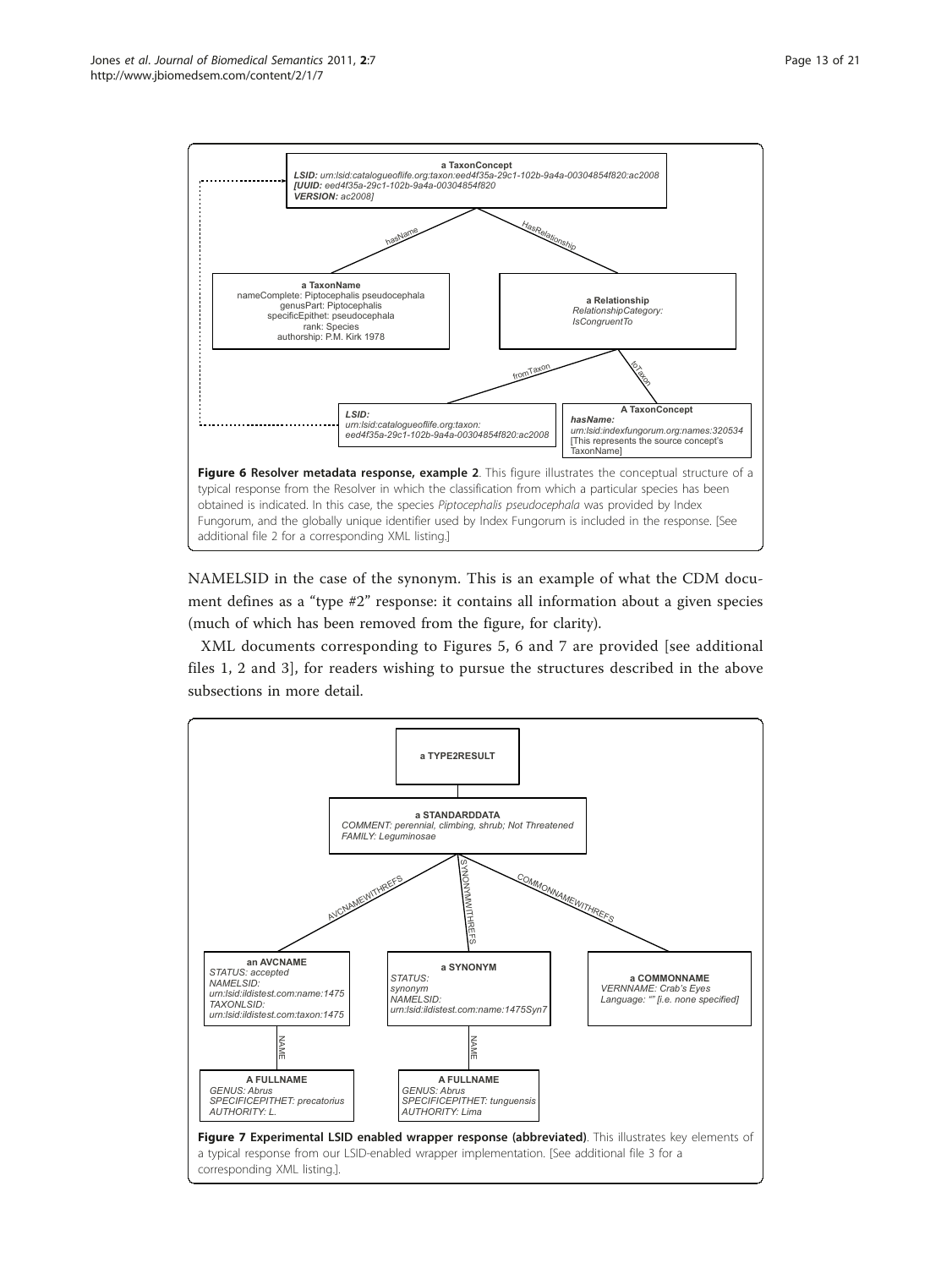**Figure 6 Resolver metadata response, example 2**. This figure illustrates the conceptual structure of a typical response from the Resolver in which the classification from which a particular species has been obtained is indicated. In this case, the species *Piptocephalis pseudocephala* was provided by Index Fungorum, and the globally unique identifier used by Index Fungorum is included in the response. [See additional file 2 for a corresponding XML listing.]

NAMELSID in the case of the synonym. This is an example of what the CDM document defines as a "type #2" response: it contains all information about a given species (much of which has been removed from the figure, for clarity).

XML documents corresponding to Figures 5, 6 and 7 are provided [see additional files 1, 2 and 3], for readers wishing to pursue the structures described in the above subsections in more detail.

**Figure 7 Experimental LSID enabled wrapper response (abbreviated)**. This illustrates key elements of a typical response from our LSID-enabled wrapper implementation. [See additional file 3 for a corresponding XML listing.].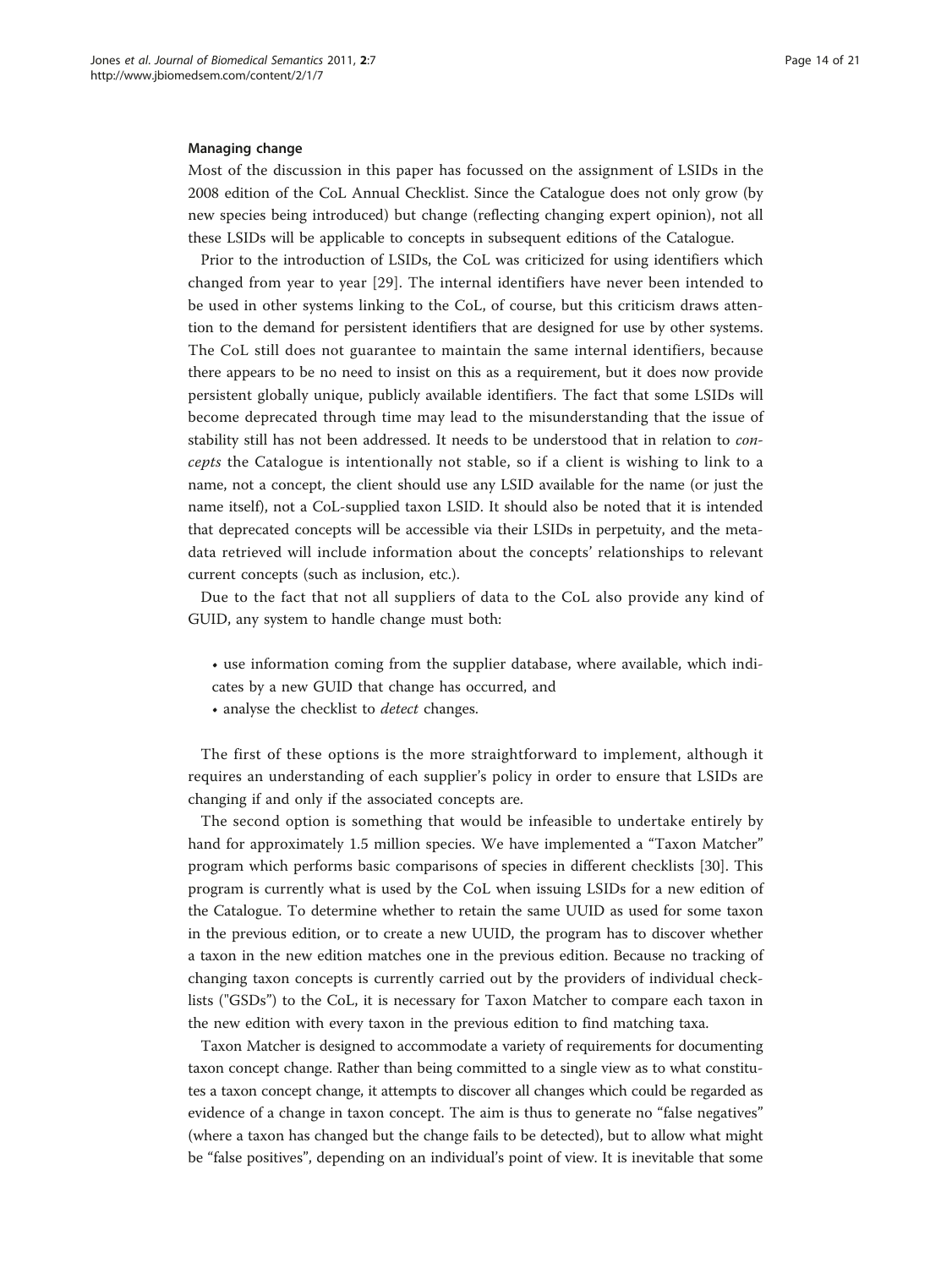#### Managing change

Most of the discussion in this paper has focussed on the assignment of LSIDs in the 2008 edition of the CoL Annual Checklist. Since the Catalogue does not only grow (by new species being introduced) but change (reflecting changing expert opinion), not all these LSIDs will be applicable to concepts in subsequent editions of the Catalogue.

Prior to the introduction of LSIDs, the CoL was criticized for using identifiers which changed from year to year [29]. The internal identifiers have never been intended to be used in other systems linking to the CoL, of course, but this criticism draws attention to the demand for persistent identifiers that are designed for use by other systems. The CoL still does not guarantee to maintain the same internal identifiers, because there appears to be no need to insist on this as a requirement, but it does now provide persistent globally unique, publicly available identifiers. The fact that some LSIDs will become deprecated through time may lead to the misunderstanding that the issue of stability still has not been addressed. It needs to be understood that in relation to *concepts* the Catalogue is intentionally not stable, so if a client is wishing to link to a name, not a concept, the client should use any LSID available for the name (or just the name itself), not a CoL-supplied taxon LSID. It should also be noted that it is intended that deprecated concepts will be accessible via their LSIDs in perpetuity, and the metadata retrieved will include information about the concepts' relationships to relevant current concepts (such as inclusion, etc.).

Due to the fact that not all suppliers of data to the CoL also provide any kind of GUID, any system to handle change must both:

- use information coming from the supplier database, where available, which indicates by a new GUID that change has occurred, and
- analyse the checklist to *detect* changes.

The first of these options is the more straightforward to implement, although it requires an understanding of each supplier's policy in order to ensure that LSIDs are changing if and only if the associated concepts are.

The second option is something that would be infeasible to undertake entirely by hand for approximately 1.5 million species. We have implemented a "Taxon Matcher" program which performs basic comparisons of species in different checklists [30]. This program is currently what is used by the CoL when issuing LSIDs for a new edition of the Catalogue. To determine whether to retain the same UUID as used for some taxon in the previous edition, or to create a new UUID, the program has to discover whether a taxon in the new edition matches one in the previous edition. Because no tracking of changing taxon concepts is currently carried out by the providers of individual checklists ("GSDs") to the CoL, it is necessary for Taxon Matcher to compare each taxon in the new edition with every taxon in the previous edition to find matching taxa.

Taxon Matcher is designed to accommodate a variety of requirements for documenting taxon concept change. Rather than being committed to a single view as to what constitutes a taxon concept change, it attempts to discover all changes which could be regarded as evidence of a change in taxon concept. The aim is thus to generate no "false negatives" (where a taxon has changed but the change fails to be detected), but to allow what might be "false positives", depending on an individual's point of view. It is inevitable that some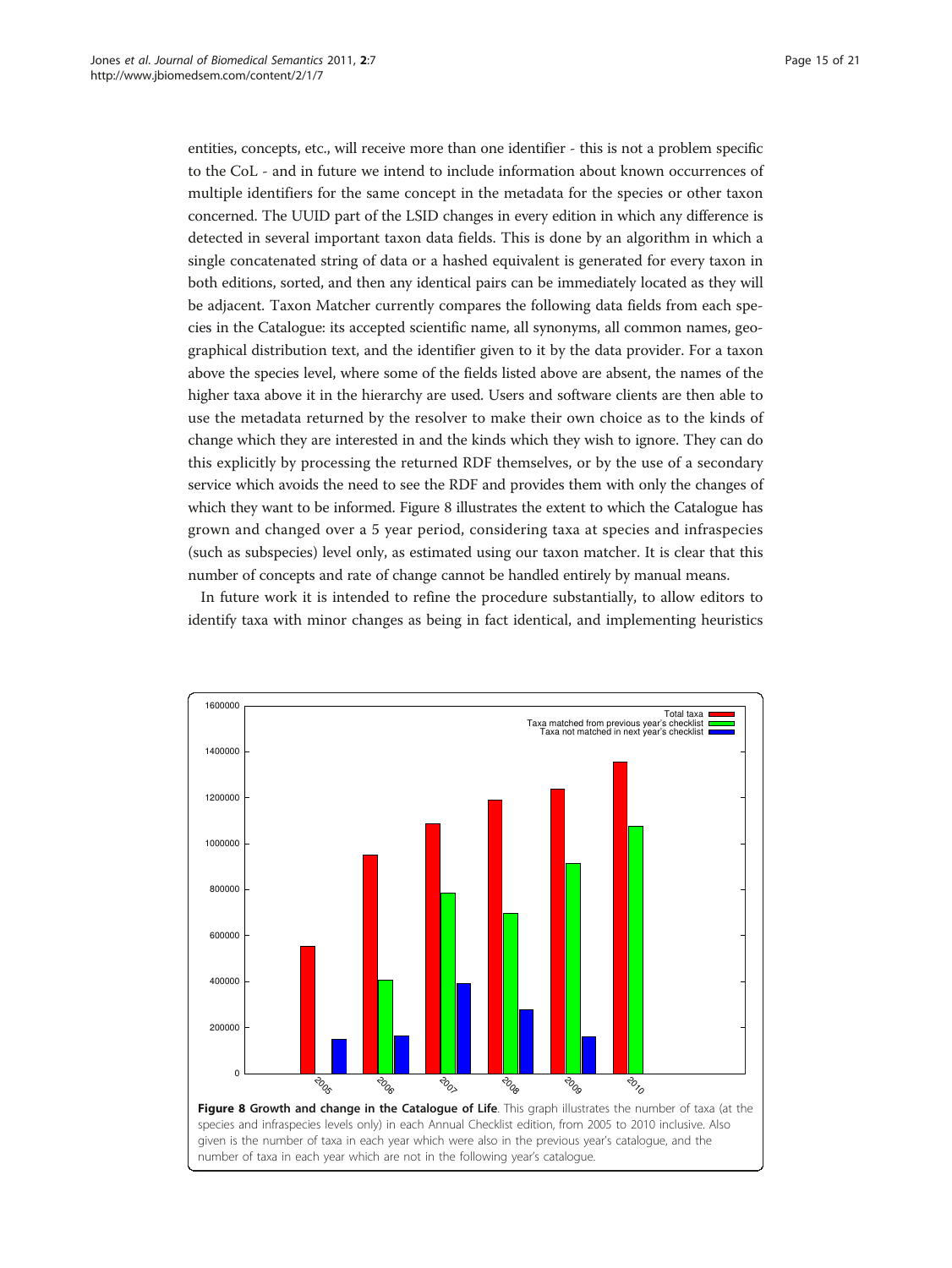entities, concepts, etc., will receive more than one identifier - this is not a problem specific to the CoL - and in future we intend to include information about known occurrences of multiple identifiers for the same concept in the metadata for the species or other taxon concerned. The UUID part of the LSID changes in every edition in which any difference is detected in several important taxon data fields. This is done by an algorithm in which a single concatenated string of data or a hashed equivalent is generated for every taxon in both editions, sorted, and then any identical pairs can be immediately located as they will be adjacent. Taxon Matcher currently compares the following data fields from each species in the Catalogue: its accepted scientific name, all synonyms, all common names, geographical distribution text, and the identifier given to it by the data provider. For a taxon above the species level, where some of the fields listed above are absent, the names of the higher taxa above it in the hierarchy are used. Users and software clients are then able to use the metadata returned by the resolver to make their own choice as to the kinds of change which they are interested in and the kinds which they wish to ignore. They can do this explicitly by processing the returned RDF themselves, or by the use of a secondary service which avoids the need to see the RDF and provides them with only the changes of which they want to be informed. Figure 8 illustrates the extent to which the Catalogue has grown and changed over a 5 year period, considering taxa at species and infraspecies (such as subspecies) level only, as estimated using our taxon matcher. It is clear that this number of concepts and rate of change cannot be handled entirely by manual means.

In future work it is intended to refine the procedure substantially, to allow editors to identify taxa with minor changes as being in fact identical, and implementing heuristics

**Figure 8 Growth and change in the Catalogue of Life**. This graph illustrates the number of taxa (at the species and infraspecies levels only) in each Annual Checklist edition, from 2005 to 2010 inclusive. Also given is the number of taxa in each year which were also in the previous year's catalogue, and the number of taxa in each year which are not in the following year's catalogue.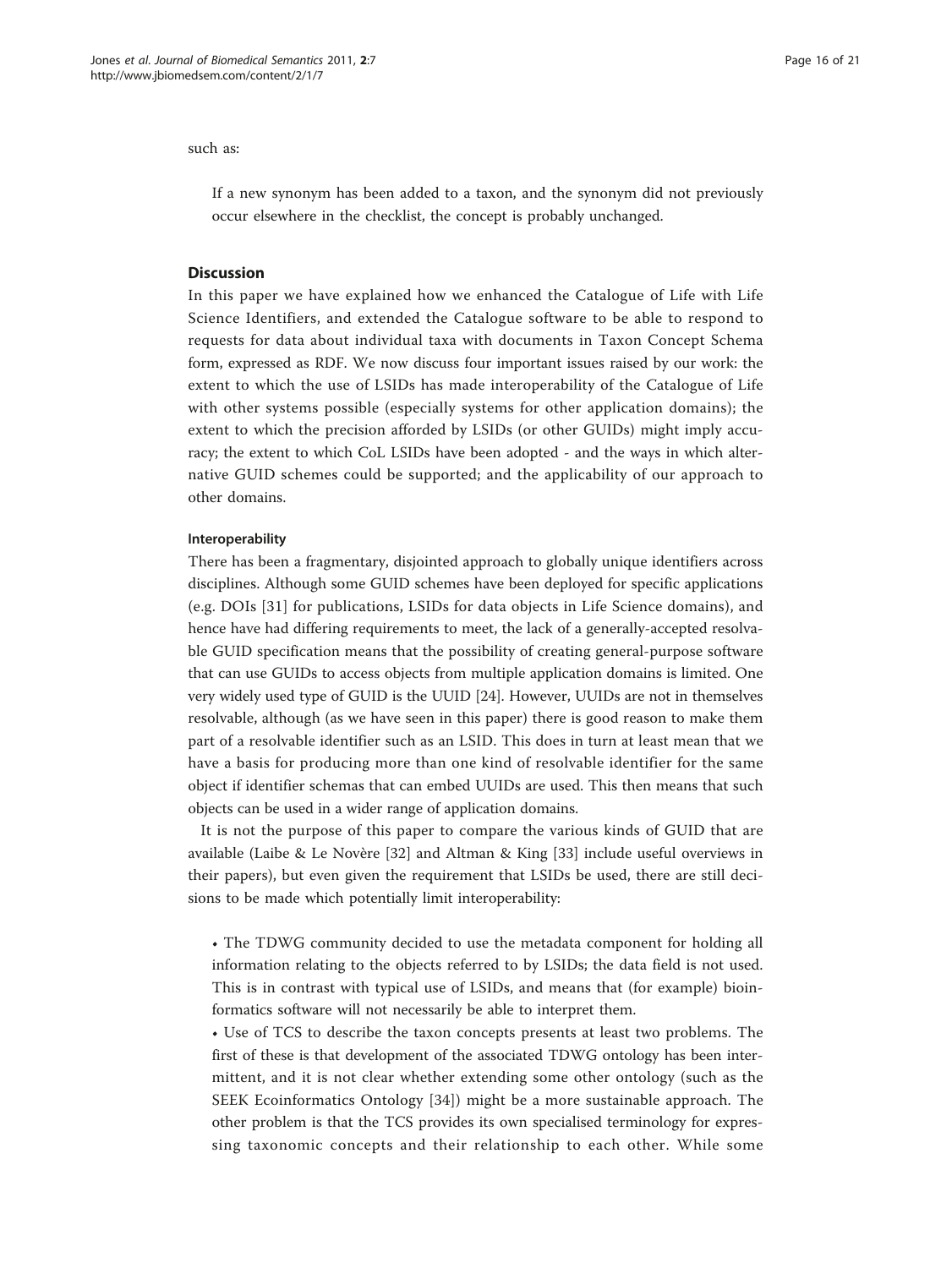such as:

> If a new synonym has been added to a taxon, and the synonym did not previously occur elsewhere in the checklist, the concept is probably unchanged.

## Discussion

In this paper we have explained how we enhanced the Catalogue of Life with Life Science Identifiers, and extended the Catalogue software to be able to respond to requests for data about individual taxa with documents in Taxon Concept Schema form, expressed as RDF. We now discuss four important issues raised by our work: the extent to which the use of LSIDs has made interoperability of the Catalogue of Life with other systems possible (especially systems for other application domains); the extent to which the precision afforded by LSIDs (or other GUIDs) might imply accuracy; the extent to which CoL LSIDs have been adopted - and the ways in which alternative GUID schemes could be supported; and the applicability of our approach to other domains.

### Interoperability

There has been a fragmentary, disjointed approach to globally unique identifiers across disciplines. Although some GUID schemes have been deployed for specific applications (e.g. DOIs [31] for publications, LSIDs for data objects in Life Science domains), and hence have had differing requirements to meet, the lack of a generally-accepted resolvable GUID specification means that the possibility of creating general-purpose software that can use GUIDs to access objects from multiple application domains is limited. One very widely used type of GUID is the UUID [24]. However, UUIDs are not in themselves resolvable, although (as we have seen in this paper) there is good reason to make them part of a resolvable identifier such as an LSID. This does in turn at least mean that we have a basis for producing more than one kind of resolvable identifier for the same object if identifier schemas that can embed UUIDs are used. This then means that such objects can be used in a wider range of application domains.

It is not the purpose of this paper to compare the various kinds of GUID that are available (Laibe & Le Novère [32] and Altman & King [33] include useful overviews in their papers), but even given the requirement that LSIDs be used, there are still decisions to be made which potentially limit interoperability:

- The TDWG community decided to use the metadata component for holding all information relating to the objects referred to by LSIDs; the data field is not used. This is in contrast with typical use of LSIDs, and means that (for example) bioinformatics software will not necessarily be able to interpret them.
- Use of TCS to describe the taxon concepts presents at least two problems. The first of these is that development of the associated TDWG ontology has been intermittent, and it is not clear whether extending some other ontology (such as the SEEK Ecoinformatics Ontology [34]) might be a more sustainable approach. The other problem is that the TCS provides its own specialised terminology for expressing taxonomic concepts and their relationship to each other. While some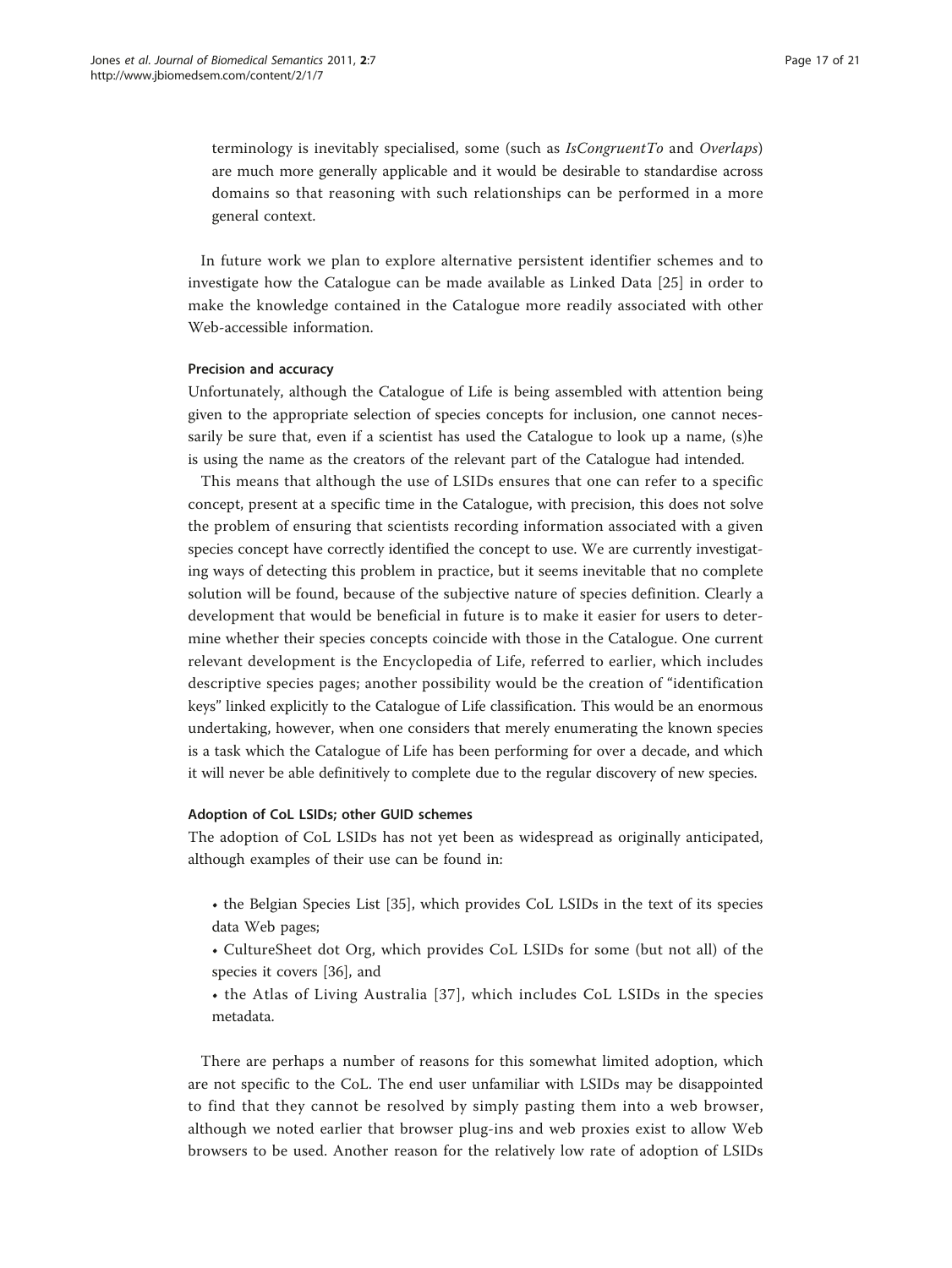terminology is inevitably specialised, some (such as *IsCongruentTo* and *Overlaps*) are much more generally applicable and it would be desirable to standardise across domains so that reasoning with such relationships can be performed in a more general context.

In future work we plan to explore alternative persistent identifier schemes and to investigate how the Catalogue can be made available as Linked Data [25] in order to make the knowledge contained in the Catalogue more readily associated with other Web-accessible information.

#### Precision and accuracy

Unfortunately, although the Catalogue of Life is being assembled with attention being given to the appropriate selection of species concepts for inclusion, one cannot necessarily be sure that, even if a scientist has used the Catalogue to look up a name, (s)he is using the name as the creators of the relevant part of the Catalogue had intended.

This means that although the use of LSIDs ensures that one can refer to a specific concept, present at a specific time in the Catalogue, with precision, this does not solve the problem of ensuring that scientists recording information associated with a given species concept have correctly identified the concept to use. We are currently investigating ways of detecting this problem in practice, but it seems inevitable that no complete solution will be found, because of the subjective nature of species definition. Clearly a development that would be beneficial in future is to make it easier for users to determine whether their species concepts coincide with those in the Catalogue. One current relevant development is the Encyclopedia of Life, referred to earlier, which includes descriptive species pages; another possibility would be the creation of "identification keys" linked explicitly to the Catalogue of Life classification. This would be an enormous undertaking, however, when one considers that merely enumerating the known species is a task which the Catalogue of Life has been performing for over a decade, and which it will never be able definitively to complete due to the regular discovery of new species.

#### Adoption of CoL LSIDs; other GUID schemes

The adoption of CoL LSIDs has not yet been as widespread as originally anticipated, although examples of their use can be found in:

- the Belgian Species List [35], which provides CoL LSIDs in the text of its species data Web pages;
- CultureSheet dot Org, which provides CoL LSIDs for some (but not all) of the species it covers [36], and
- the Atlas of Living Australia [37], which includes CoL LSIDs in the species metadata.

There are perhaps a number of reasons for this somewhat limited adoption, which are not specific to the CoL. The end user unfamiliar with LSIDs may be disappointed to find that they cannot be resolved by simply pasting them into a web browser, although we noted earlier that browser plug-ins and web proxies exist to allow Web browsers to be used. Another reason for the relatively low rate of adoption of LSIDs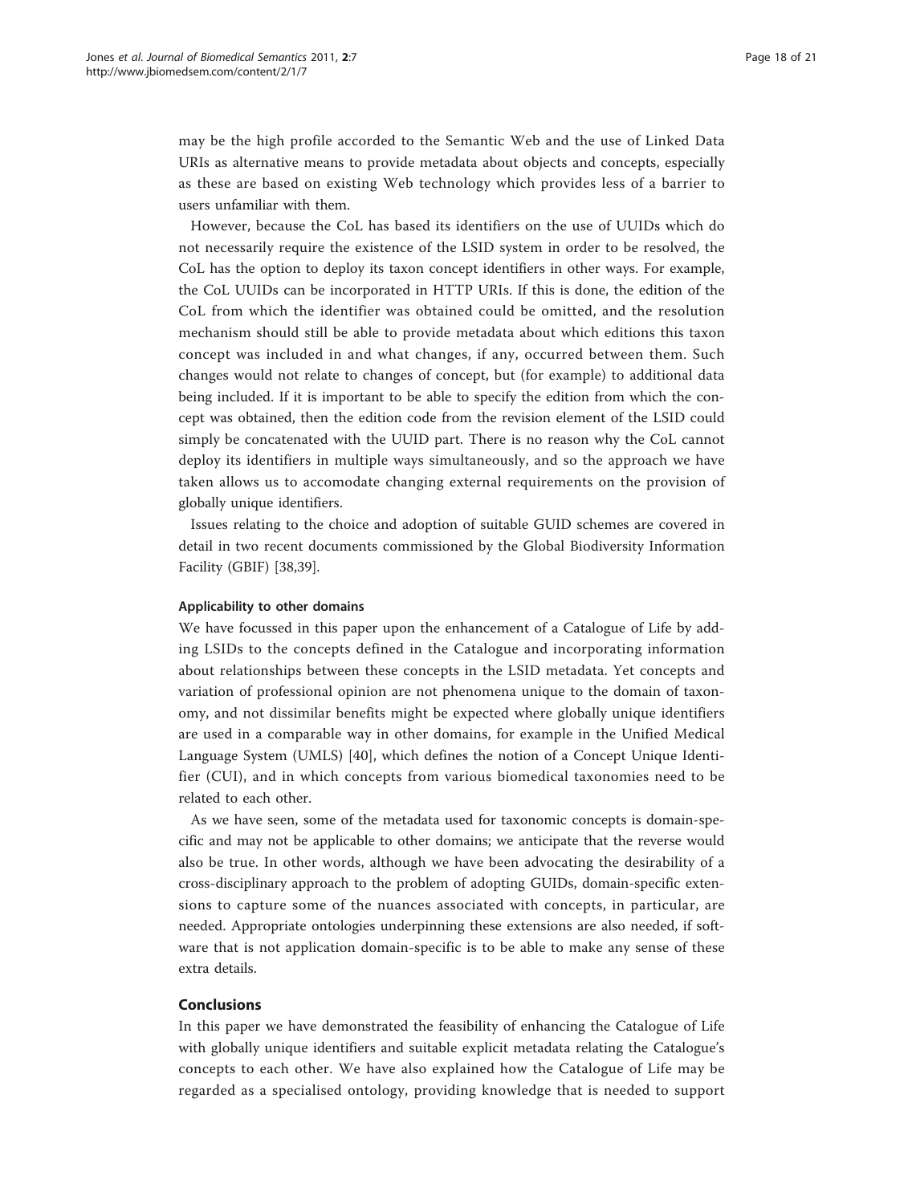may be the high profile accorded to the Semantic Web and the use of Linked Data URIs as alternative means to provide metadata about objects and concepts, especially as these are based on existing Web technology which provides less of a barrier to users unfamiliar with them.

However, because the CoL has based its identifiers on the use of UUIDs which do not necessarily require the existence of the LSID system in order to be resolved, the CoL has the option to deploy its taxon concept identifiers in other ways. For example, the CoL UUIDs can be incorporated in HTTP URIs. If this is done, the edition of the CoL from which the identifier was obtained could be omitted, and the resolution mechanism should still be able to provide metadata about which editions this taxon concept was included in and what changes, if any, occurred between them. Such changes would not relate to changes of concept, but (for example) to additional data being included. If it is important to be able to specify the edition from which the concept was obtained, then the edition code from the revision element of the LSID could simply be concatenated with the UUID part. There is no reason why the CoL cannot deploy its identifiers in multiple ways simultaneously, and so the approach we have taken allows us to accomodate changing external requirements on the provision of globally unique identifiers.

Issues relating to the choice and adoption of suitable GUID schemes are covered in detail in two recent documents commissioned by the Global Biodiversity Information Facility (GBIF) [38,39].

### Applicability to other domains

We have focussed in this paper upon the enhancement of a Catalogue of Life by adding LSIDs to the concepts defined in the Catalogue and incorporating information about relationships between these concepts in the LSID metadata. Yet concepts and variation of professional opinion are not phenomena unique to the domain of taxonomy, and not dissimilar benefits might be expected where globally unique identifiers are used in a comparable way in other domains, for example in the Unified Medical Language System (UMLS) [40], which defines the notion of a Concept Unique Identifier (CUI), and in which concepts from various biomedical taxonomies need to be related to each other.

As we have seen, some of the metadata used for taxonomic concepts is domain-specific and may not be applicable to other domains; we anticipate that the reverse would also be true. In other words, although we have been advocating the desirability of a cross-disciplinary approach to the problem of adopting GUIDs, domain-specific extensions to capture some of the nuances associated with concepts, in particular, are needed. Appropriate ontologies underpinning these extensions are also needed, if software that is not application domain-specific is to be able to make any sense of these extra details.

## Conclusions

In this paper we have demonstrated the feasibility of enhancing the Catalogue of Life with globally unique identifiers and suitable explicit metadata relating the Catalogue's concepts to each other. We have also explained how the Catalogue of Life may be regarded as a specialised ontology, providing knowledge that is needed to support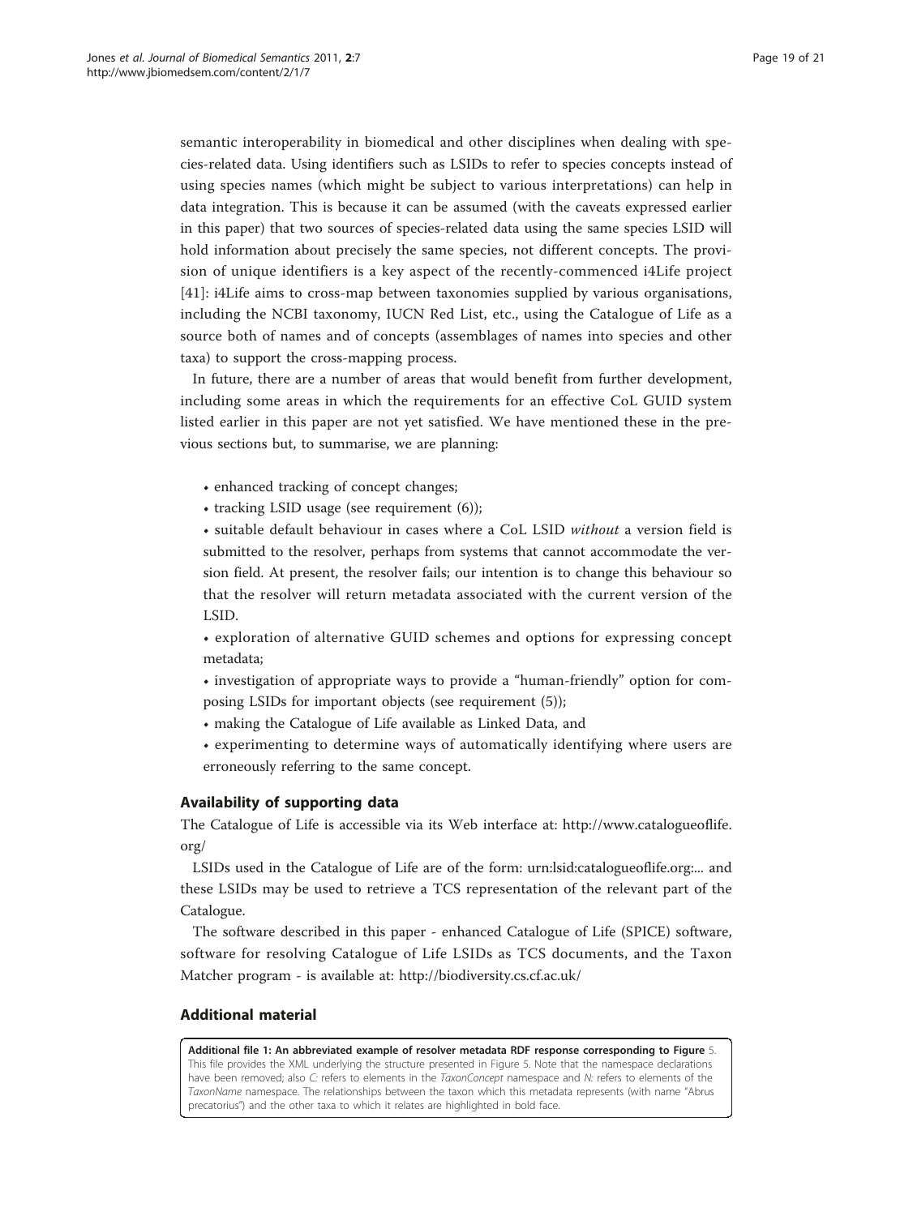semantic interoperability in biomedical and other disciplines when dealing with species-related data. Using identifiers such as LSIDs to refer to species concepts instead of using species names (which might be subject to various interpretations) can help in data integration. This is because it can be assumed (with the caveats expressed earlier in this paper) that two sources of species-related data using the same species LSID will hold information about precisely the same species, not different concepts. The provision of unique identifiers is a key aspect of the recently-commenced i4Life project [41]: i4Life aims to cross-map between taxonomies supplied by various organisations, including the NCBI taxonomy, IUCN Red List, etc., using the Catalogue of Life as a source both of names and of concepts (assemblages of names into species and other taxa) to support the cross-mapping process.

In future, there are a number of areas that would benefit from further development, including some areas in which the requirements for an effective CoL GUID system listed earlier in this paper are not yet satisfied. We have mentioned these in the previous sections but, to summarise, we are planning:

- enhanced tracking of concept changes;
- tracking LSID usage (see requirement (6));
- suitable default behaviour in cases where a CoL LSID *without* a version field is submitted to the resolver, perhaps from systems that cannot accommodate the version field. At present, the resolver fails; our intention is to change this behaviour so that the resolver will return metadata associated with the current version of the LSID.
- exploration of alternative GUID schemes and options for expressing concept metadata;
- investigation of appropriate ways to provide a "human-friendly" option for composing LSIDs for important objects (see requirement (5));
- making the Catalogue of Life available as Linked Data, and
- experimenting to determine ways of automatically identifying where users are erroneously referring to the same concept.

## Availability of supporting data

The Catalogue of Life is accessible via its Web interface at: http://www.catalogueoflife.org/

LSIDs used in the Catalogue of Life are of the form: urn:lsid:catalogueoflife.org:... and these LSIDs may be used to retrieve a TCS representation of the relevant part of the Catalogue.

The software described in this paper - enhanced Catalogue of Life (SPICE) software, software for resolving Catalogue of Life LSIDs as TCS documents, and the Taxon Matcher program - is available at: http://biodiversity.cs.cf.ac.uk/

## Additional material

**Additional file 1: An abbreviated example of resolver metadata RDF response corresponding to Figure** 5. This file provides the XML underlying the structure presented in Figure 5. Note that the namespace declarations have been removed; also *C:* refers to elements in the *TaxonConcept* namespace and *N:* refers to elements of the *TaxonName* namespace. The relationships between the taxon which this metadata represents (with name "Abrus precatorius") and the other taxa to which it relates are highlighted in bold face.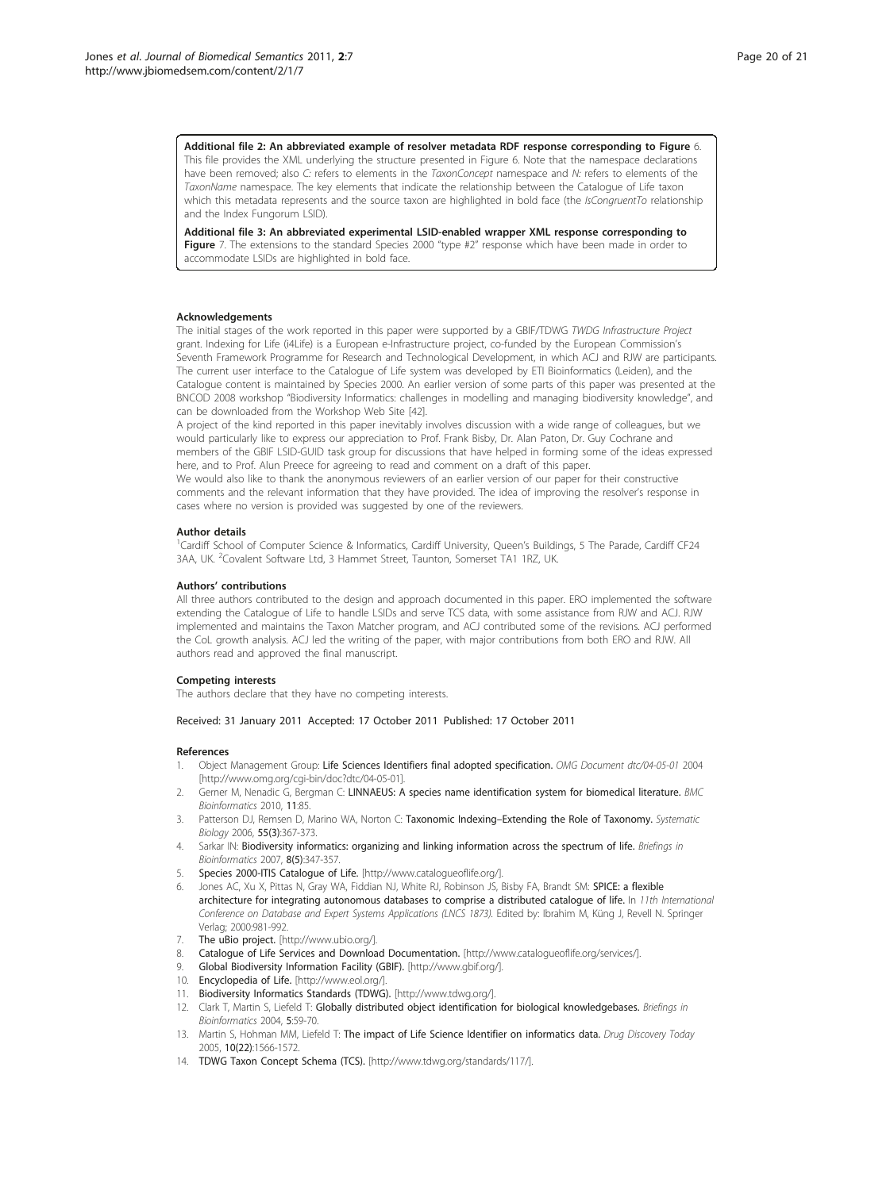**Additional file 2: An abbreviated example of resolver metadata RDF response corresponding to Figure** 6. This file provides the XML underlying the structure presented in Figure 6. Note that the namespace declarations have been removed; also *C:* refers to elements in the *TaxonConcept* namespace and *N:* refers to elements of the *TaxonName* namespace. The key elements that indicate the relationship between the Catalogue of Life taxon which this metadata represents and the source taxon are highlighted in bold face (the *IsCongruentTo* relationship and the Index Fungorum LSID).

**Additional file 3: An abbreviated experimental LSID-enabled wrapper XML response corresponding to Figure** 7. The extensions to the standard Species 2000 "type #2" response which have been made in order to accommodate LSIDs are highlighted in bold face.

### Acknowledgements

The initial stages of the work reported in this paper were supported by a GBIF/TDWG *TWDG Infrastructure Project* grant. Indexing for Life (i4Life) is a European e-Infrastructure project, co-funded by the European Commission's Seventh Framework Programme for Research and Technological Development, in which ACJ and RJW are participants. The current user interface to the Catalogue of Life system was developed by ETI Bioinformatics (Leiden), and the Catalogue content is maintained by Species 2000. An earlier version of some parts of this paper was presented at the BNCOD 2008 workshop "Biodiversity Informatics: challenges in modelling and managing biodiversity knowledge", and can be downloaded from the Workshop Web Site [42].

A project of the kind reported in this paper inevitably involves discussion with a wide range of colleagues, but we would particularly like to express our appreciation to Prof. Frank Bisby, Dr. Alan Paton, Dr. Guy Cochrane and members of the GBIF LSID-GUID task group for discussions that have helped in forming some of the ideas expressed here, and to Prof. Alun Preece for agreeing to read and comment on a draft of this paper.

We would also like to thank the anonymous reviewers of an earlier version of our paper for their constructive comments and the relevant information that they have provided. The idea of improving the resolver's response in cases where no version is provided was suggested by one of the reviewers.

### Author details

[1]Cardiff School of Computer Science & Informatics, Cardiff University, Queen's Buildings, 5 The Parade, Cardiff CF24 3AA, UK. [2]Covalent Software Ltd, 3 Hammet Street, Taunton, Somerset TA1 1RZ, UK.

### Authors' contributions

All three authors contributed to the design and approach documented in this paper. ERO implemented the software extending the Catalogue of Life to handle LSIDs and serve TCS data, with some assistance from RJW and ACJ. RJW implemented and maintains the Taxon Matcher program, and ACJ contributed some of the revisions. ACJ performed the CoL growth analysis. ACJ led the writing of the paper, with major contributions from both ERO and RJW. All authors read and approved the final manuscript.

### Competing interests

The authors declare that they have no competing interests.

Received: 31 January 2011 Accepted: 17 October 2011 Published: 17 October 2011

### References

1. Object Management Group: **Life Sciences Identifiers final adopted specification.** *OMG Document dtc/04-05-01* 2004 [http://www.omg.org/cgi-bin/doc?dtc/04-05-01].
2. Gerner M, Nenadic G, Bergman C: **LINNAEUS: A species name identification system for biomedical literature.** *BMC Bioinformatics* 2010, **11**:85.
3. Patterson DJ, Remsen D, Marino WA, Norton C: **Taxonomic Indexing–Extending the Role of Taxonomy.** *Systematic Biology* 2006, **55(3)**:367-373.
4. Sarkar IN: **Biodiversity informatics: organizing and linking information across the spectrum of life.** *Briefings in Bioinformatics* 2007, **8(5)**:347-357.
5. **Species 2000-ITIS Catalogue of Life.** [http://www.catalogueoflife.org/].
6. Jones AC, Xu X, Pittas N, Gray WA, Fiddian NJ, White RJ, Robinson JS, Bisby FA, Brandt SM: **SPICE: a flexible architecture for integrating autonomous databases to comprise a distributed catalogue of life.** In *11th International Conference on Database and Expert Systems Applications (LNCS 1873).* Edited by: Ibrahim M, Küng J, Revell N. Springer Verlag; 2000:981-992.
7. **The uBio project.** [http://www.ubio.org/].
8. **Catalogue of Life Services and Download Documentation.** [http://www.catalogueoflife.org/services/].
9. **Global Biodiversity Information Facility (GBIF).** [http://www.gbif.org/].
10. **Encyclopedia of Life.** [http://www.eol.org/].
11. **Biodiversity Informatics Standards (TDWG).** [http://www.tdwg.org/].
12. Clark T, Martin S, Liefeld T: **Globally distributed object identification for biological knowledgebases.** *Briefings in Bioinformatics* 2004, **5**:59-70.
13. Martin S, Hohman MM, Liefeld T: **The impact of Life Science Identifier on informatics data.** *Drug Discovery Today* 2005, **10(22)**:1566-1572.
14. **TDWG Taxon Concept Schema (TCS).** [http://www.tdwg.org/standards/117/].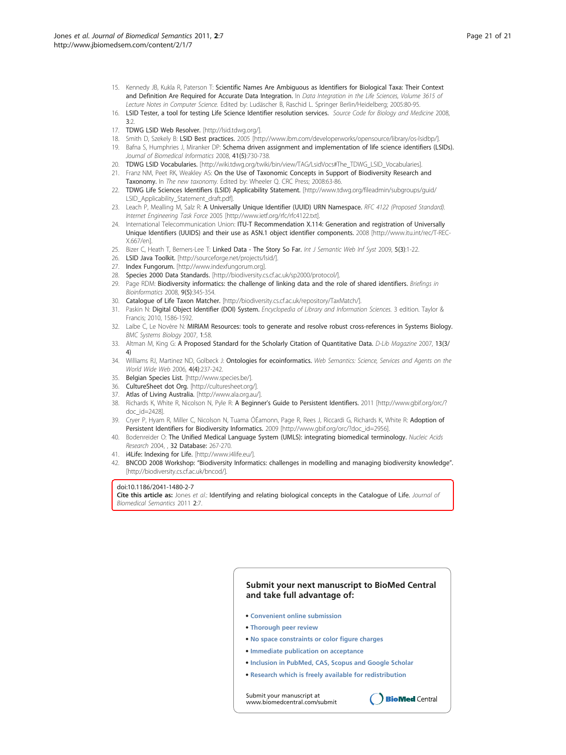15. Kennedy JB, Kukla R, Paterson T: **Scientific Names Are Ambiguous as Identifiers for Biological Taxa: Their Context and Definition Are Required for Accurate Data Integration.** In *Data Integration in the Life Sciences, Volume 3615 of Lecture Notes in Computer Science.* Edited by: Ludäscher B, Raschid L. Springer Berlin/Heidelberg; 2005:80-95.
16. **LSID Tester, a tool for testing Life Science Identifier resolution services.** *Source Code for Biology and Medicine* 2008, **3**:2.
17. **TDWG LSID Web Resolver.** [http://lsid.tdwg.org/].
18. Smith D, Szekely B: **LSID Best practices.** 2005 [http://www.ibm.com/developerworks/opensource/library/os-lsidbp/].
19. Bafna S, Humphries J, Miranker DP: **Schema driven assignment and implementation of life science identifiers (LSIDs).** *Journal of Biomedical Informatics* 2008, **41(5)**:730-738.
20. **TDWG LSID Vocabularies.** [http://wiki.tdwg.org/twiki/bin/view/TAG/LsidVocs#The_TDWG_LSID_Vocabularies].
21. Franz NM, Peet RK, Weakley AS: **On the Use of Taxonomic Concepts in Support of Biodiversity Research and Taxonomy.** In *The new taxonomy.* Edited by: Wheeler Q. CRC Press; 2008:63-86.
22. **TDWG Life Sciences Identifiers (LSID) Applicability Statement.** [http://www.tdwg.org/fileadmin/subgroups/guid/LSID_Applicability_Statement_draft.pdf].
23. Leach P, Mealling M, Salz R: **A Universally Unique Identifier (UUID) URN Namespace.** *RFC 4122 (Proposed Standard). Internet Engineering Task Force* 2005 [http://www.ietf.org/rfc/rfc4122.txt].
24. International Telecommunication Union: **ITU-T Recommendation X.114: Generation and registration of Universally Unique Identifiers (UUIDS) and their use as ASN.1 object identifier components.** 2008 [http://www.itu.int/rec/T-REC-X.667/en].
25. Bizer C, Heath T, Berners-Lee T: **Linked Data - The Story So Far.** *Int J Semantic Web Inf Syst* 2009, **5(3)**:1-22.
26. **LSID Java Toolkit.** [http://sourceforge.net/projects/lsid/].
27. **Index Fungorum.** [http://www.indexfungorum.org].
28. **Species 2000 Data Standards.** [http://biodiversity.cs.cf.ac.uk/sp2000/protocol/].
29. Page RDM: **Biodiversity informatics: the challenge of linking data and the role of shared identifiers.** *Briefings in Bioinformatics* 2008, **9(5)**:345-354.
30. **Catalogue of Life Taxon Matcher.** [http://biodiversity.cs.cf.ac.uk/repository/TaxMatch/].
31. Paskin N: **Digital Object Identifier (DOI) System.** *Encyclopedia of Library and Information Sciences.* 3 edition. Taylor & Francis; 2010, 1586-1592.
32. Laibe C, Le Novère N: **MIRIAM Resources: tools to generate and resolve robust cross-references in Systems Biology.** *BMC Systems Biology* 2007, **1**:58.
33. Altman M, King G: **A Proposed Standard for the Scholarly Citation of Quantitative Data.** *D-Lib Magazine* 2007, **13(3/4)**
34. Williams RJ, Martinez ND, Golbeck J: **Ontologies for ecoinformatics.** *Web Semantics: Science, Services and Agents on the World Wide Web* 2006, **4(4)**:237-242.
35. **Belgian Species List.** [http://www.species.be/].
36. **CultureSheet dot Org.** [http://culturesheet.org/].
37. **Atlas of Living Australia.** [http://www.ala.org.au/].
38. Richards K, White R, Nicolson N, Pyle R: **A Beginner's Guide to Persistent Identifiers.** 2011 [http://www.gbif.org/orc/?doc_id=2428].
39. Cryer P, Hyam R, Miller C, Nicolson N, Tuama ÓÉamonn, Page R, Rees J, Riccardi G, Richards K, White R: **Adoption of Persistent Identifiers for Biodiversity Informatics.** 2009 [http://www.gbif.org/orc/?doc_id=2956].
40. Bodenreider O: **The Unified Medical Language System (UMLS): integrating biomedical terminology.** *Nucleic Acids Research* 2004, , **32 Database:** 267-270.
41. **i4Life: Indexing for Life.** [http://www.i4life.eu/].
42. **BNCOD 2008 Workshop: "Biodiversity Informatics: challenges in modelling and managing biodiversity knowledge".** [http://biodiversity.cs.cf.ac.uk/bncod/].

doi:10.1186/2041-1480-2-7

**Cite this article as:** Jones *et al.*: Identifying and relating biological concepts in the Catalogue of Life. *Journal of Biomedical Semantics* 2011 **2**:7.

**Submit your next manuscript to BioMed Central and take full advantage of:**

- **Convenient online submission**
- **Thorough peer review**
- **No space constraints or color figure charges**
- **Immediate publication on acceptance**
- **Inclusion in PubMed, CAS, Scopus and Google Scholar**
- **Research which is freely available for redistribution**

Submit your manuscript at
www.biomedcentral.com/submit

BioMed Central